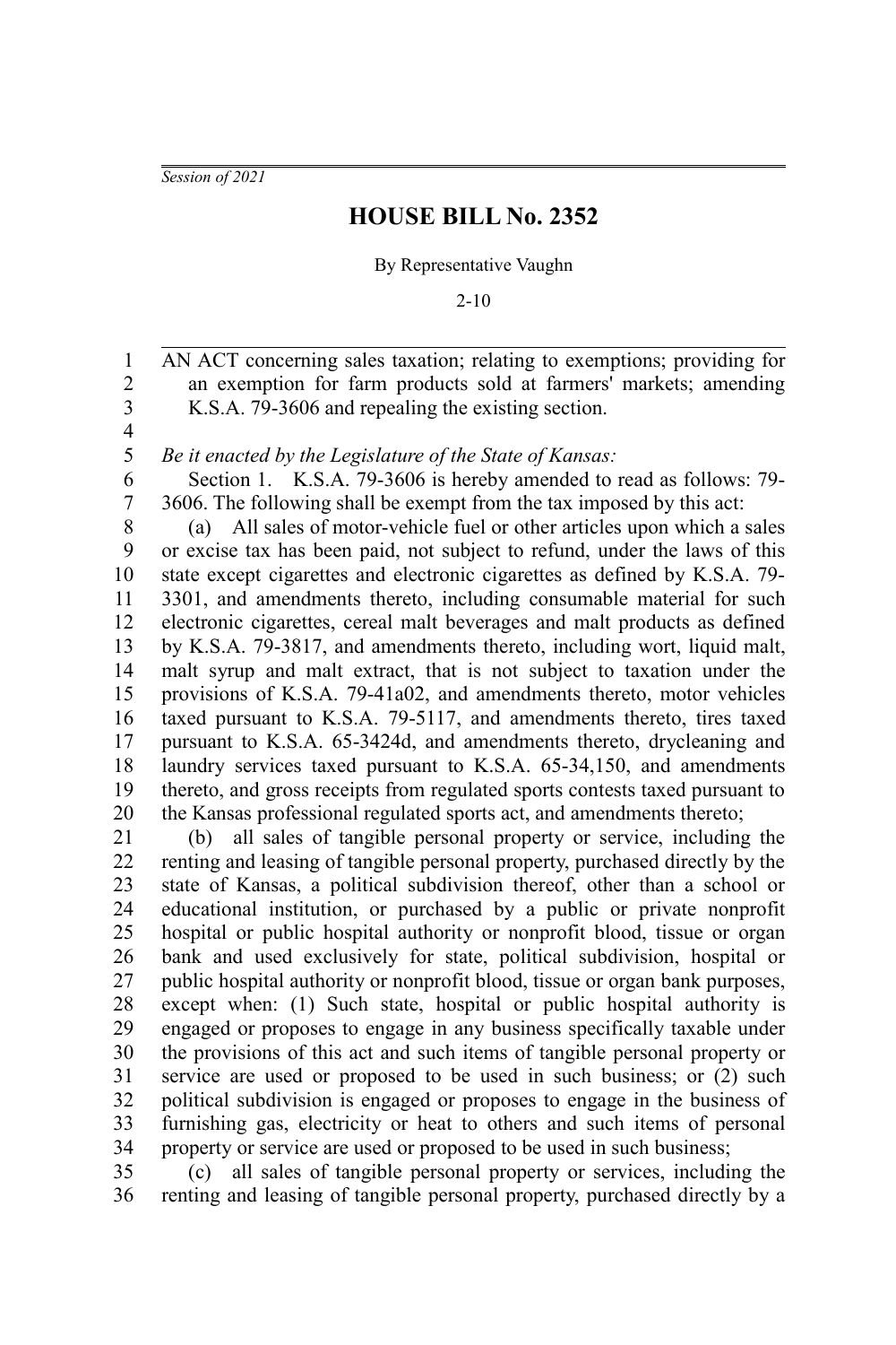*Session of 2021*

# HOUSE BILL No. 2352

By Representative Vaughn

2-10

AN ACT concerning sales taxation; relating to exemptions; providing for an exemption for farm products sold at farmers' markets; amending K.S.A. 79-3606 and repealing the existing section.

*Be it enacted by the Legislature of the State of Kansas:*

Section 1. K.S.A. 79-3606 is hereby amended to read as follows: 79-3606. The following shall be exempt from the tax imposed by this act:

(a) All sales of motor-vehicle fuel or other articles upon which a sales or excise tax has been paid, not subject to refund, under the laws of this state except cigarettes and electronic cigarettes as defined by K.S.A. 79-3301, and amendments thereto, including consumable material for such electronic cigarettes, cereal malt beverages and malt products as defined by K.S.A. 79-3817, and amendments thereto, including wort, liquid malt, malt syrup and malt extract, that is not subject to taxation under the provisions of K.S.A. 79-41a02, and amendments thereto, motor vehicles taxed pursuant to K.S.A. 79-5117, and amendments thereto, tires taxed pursuant to K.S.A. 65-3424d, and amendments thereto, drycleaning and laundry services taxed pursuant to K.S.A. 65-34,150, and amendments thereto, and gross receipts from regulated sports contests taxed pursuant to the Kansas professional regulated sports act, and amendments thereto;

(b) all sales of tangible personal property or service, including the renting and leasing of tangible personal property, purchased directly by the state of Kansas, a political subdivision thereof, other than a school or educational institution, or purchased by a public or private nonprofit hospital or public hospital authority or nonprofit blood, tissue or organ bank and used exclusively for state, political subdivision, hospital or public hospital authority or nonprofit blood, tissue or organ bank purposes, except when: (1) Such state, hospital or public hospital authority is engaged or proposes to engage in any business specifically taxable under the provisions of this act and such items of tangible personal property or service are used or proposed to be used in such business; or (2) such political subdivision is engaged or proposes to engage in the business of furnishing gas, electricity or heat to others and such items of personal property or service are used or proposed to be used in such business;

(c) all sales of tangible personal property or services, including the renting and leasing of tangible personal property, purchased directly by a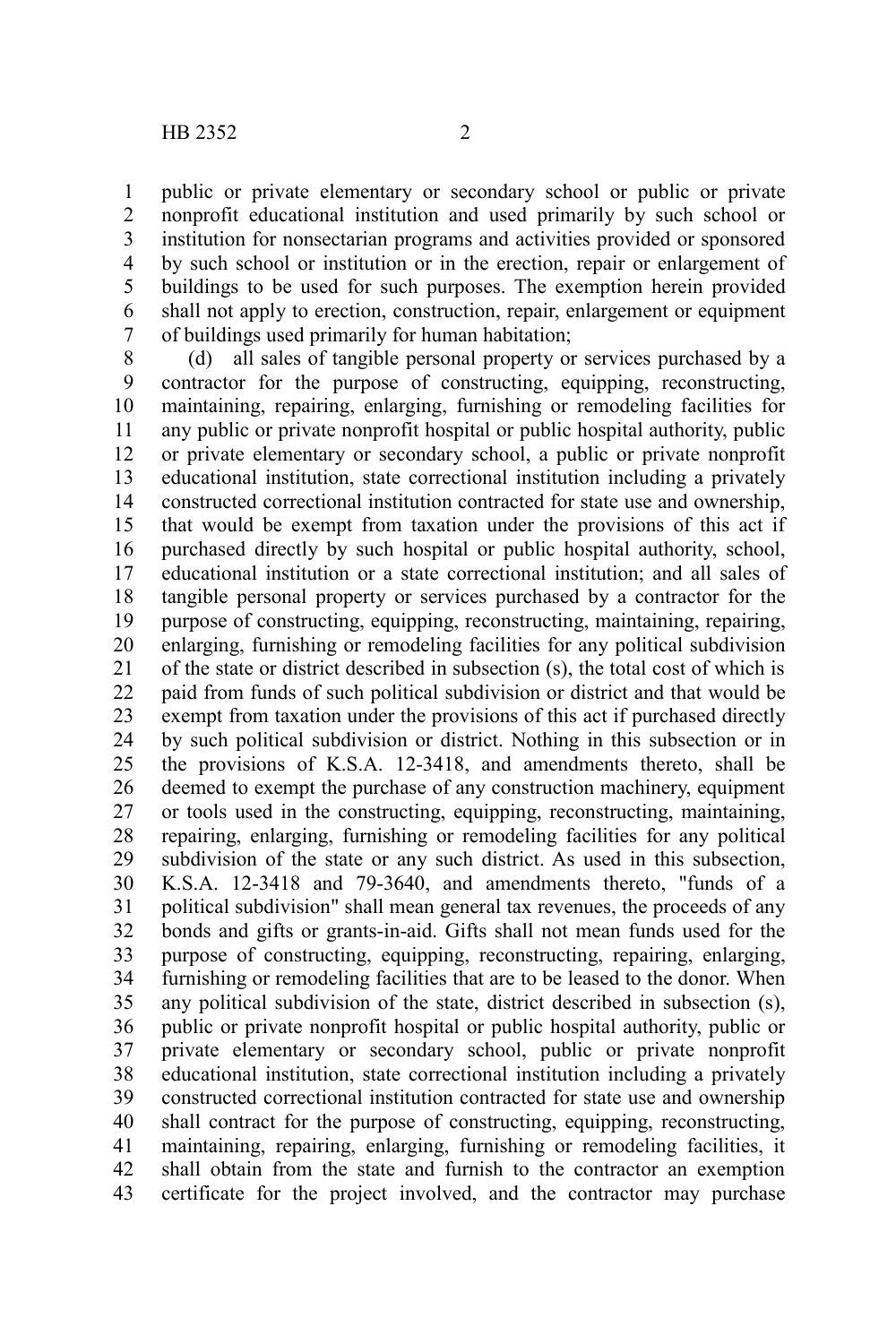public or private elementary or secondary school or public or private nonprofit educational institution and used primarily by such school or institution for nonsectarian programs and activities provided or sponsored by such school or institution or in the erection, repair or enlargement of buildings to be used for such purposes. The exemption herein provided shall not apply to erection, construction, repair, enlargement or equipment of buildings used primarily for human habitation;

(d) all sales of tangible personal property or services purchased by a contractor for the purpose of constructing, equipping, reconstructing, maintaining, repairing, enlarging, furnishing or remodeling facilities for any public or private nonprofit hospital or public hospital authority, public or private elementary or secondary school, a public or private nonprofit educational institution, state correctional institution including a privately constructed correctional institution contracted for state use and ownership, that would be exempt from taxation under the provisions of this act if purchased directly by such hospital or public hospital authority, school, educational institution or a state correctional institution; and all sales of tangible personal property or services purchased by a contractor for the purpose of constructing, equipping, reconstructing, maintaining, repairing, enlarging, furnishing or remodeling facilities for any political subdivision of the state or district described in subsection (s), the total cost of which is paid from funds of such political subdivision or district and that would be exempt from taxation under the provisions of this act if purchased directly by such political subdivision or district. Nothing in this subsection or in the provisions of K.S.A. 12-3418, and amendments thereto, shall be deemed to exempt the purchase of any construction machinery, equipment or tools used in the constructing, equipping, reconstructing, maintaining, repairing, enlarging, furnishing or remodeling facilities for any political subdivision of the state or any such district. As used in this subsection, K.S.A. 12-3418 and 79-3640, and amendments thereto, "funds of a political subdivision" shall mean general tax revenues, the proceeds of any bonds and gifts or grants-in-aid. Gifts shall not mean funds used for the purpose of constructing, equipping, reconstructing, repairing, enlarging, furnishing or remodeling facilities that are to be leased to the donor. When any political subdivision of the state, district described in subsection (s), public or private nonprofit hospital or public hospital authority, public or private elementary or secondary school, public or private nonprofit educational institution, state correctional institution including a privately constructed correctional institution contracted for state use and ownership shall contract for the purpose of constructing, equipping, reconstructing, maintaining, repairing, enlarging, furnishing or remodeling facilities, it shall obtain from the state and furnish to the contractor an exemption certificate for the project involved, and the contractor may purchase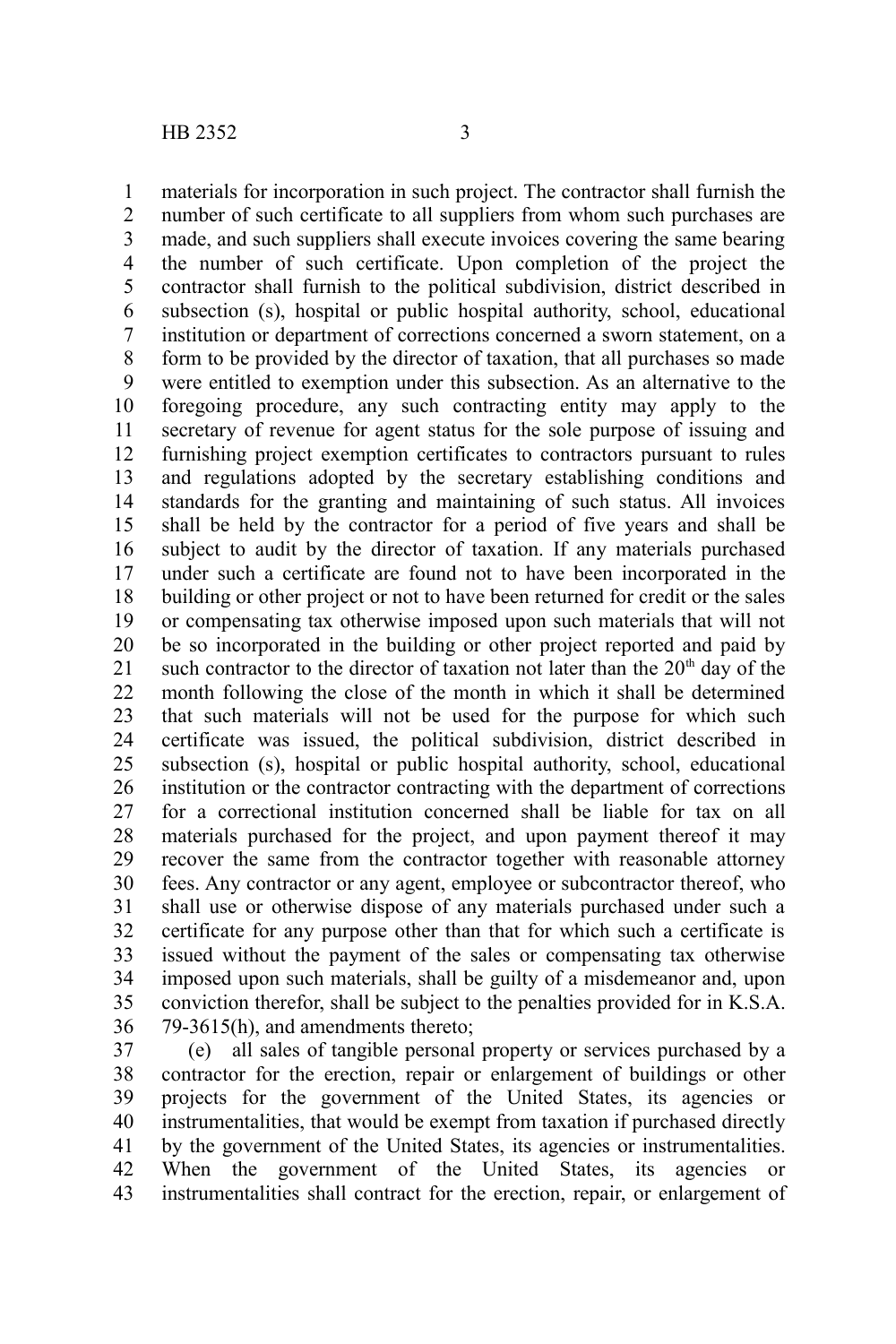materials for incorporation in such project. The contractor shall furnish the number of such certificate to all suppliers from whom such purchases are made, and such suppliers shall execute invoices covering the same bearing the number of such certificate. Upon completion of the project the contractor shall furnish to the political subdivision, district described in subsection (s), hospital or public hospital authority, school, educational institution or department of corrections concerned a sworn statement, on a form to be provided by the director of taxation, that all purchases so made were entitled to exemption under this subsection. As an alternative to the foregoing procedure, any such contracting entity may apply to the secretary of revenue for agent status for the sole purpose of issuing and furnishing project exemption certificates to contractors pursuant to rules and regulations adopted by the secretary establishing conditions and standards for the granting and maintaining of such status. All invoices shall be held by the contractor for a period of five years and shall be subject to audit by the director of taxation. If any materials purchased under such a certificate are found not to have been incorporated in the building or other project or not to have been returned for credit or the sales or compensating tax otherwise imposed upon such materials that will not be so incorporated in the building or other project reported and paid by such contractor to the director of taxation not later than the 20th day of the month following the close of the month in which it shall be determined that such materials will not be used for the purpose for which such certificate was issued, the political subdivision, district described in subsection (s), hospital or public hospital authority, school, educational institution or the contractor contracting with the department of corrections for a correctional institution concerned shall be liable for tax on all materials purchased for the project, and upon payment thereof it may recover the same from the contractor together with reasonable attorney fees. Any contractor or any agent, employee or subcontractor thereof, who shall use or otherwise dispose of any materials purchased under such a certificate for any purpose other than that for which such a certificate is issued without the payment of the sales or compensating tax otherwise imposed upon such materials, shall be guilty of a misdemeanor and, upon conviction therefor, shall be subject to the penalties provided for in K.S.A. 79-3615(h), and amendments thereto;

(e) all sales of tangible personal property or services purchased by a contractor for the erection, repair or enlargement of buildings or other projects for the government of the United States, its agencies or instrumentalities, that would be exempt from taxation if purchased directly by the government of the United States, its agencies or instrumentalities. When the government of the United States, its agencies or instrumentalities shall contract for the erection, repair, or enlargement of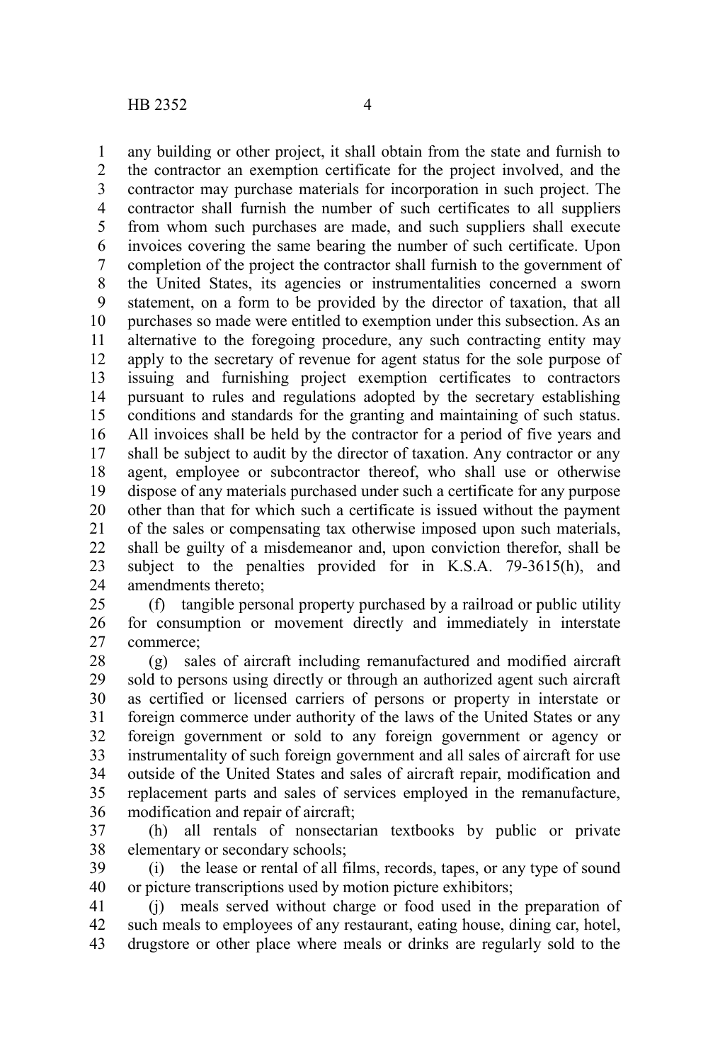any building or other project, it shall obtain from the state and furnish to the contractor an exemption certificate for the project involved, and the contractor may purchase materials for incorporation in such project. The contractor shall furnish the number of such certificates to all suppliers from whom such purchases are made, and such suppliers shall execute invoices covering the same bearing the number of such certificate. Upon completion of the project the contractor shall furnish to the government of the United States, its agencies or instrumentalities concerned a sworn statement, on a form to be provided by the director of taxation, that all purchases so made were entitled to exemption under this subsection. As an alternative to the foregoing procedure, any such contracting entity may apply to the secretary of revenue for agent status for the sole purpose of issuing and furnishing project exemption certificates to contractors pursuant to rules and regulations adopted by the secretary establishing conditions and standards for the granting and maintaining of such status. All invoices shall be held by the contractor for a period of five years and shall be subject to audit by the director of taxation. Any contractor or any agent, employee or subcontractor thereof, who shall use or otherwise dispose of any materials purchased under such a certificate for any purpose other than that for which such a certificate is issued without the payment of the sales or compensating tax otherwise imposed upon such materials, shall be guilty of a misdemeanor and, upon conviction therefor, shall be subject to the penalties provided for in K.S.A. 79-3615(h), and amendments thereto;

(f) tangible personal property purchased by a railroad or public utility for consumption or movement directly and immediately in interstate commerce;

(g) sales of aircraft including remanufactured and modified aircraft sold to persons using directly or through an authorized agent such aircraft as certified or licensed carriers of persons or property in interstate or foreign commerce under authority of the laws of the United States or any foreign government or sold to any foreign government or agency or instrumentality of such foreign government and all sales of aircraft for use outside of the United States and sales of aircraft repair, modification and replacement parts and sales of services employed in the remanufacture, modification and repair of aircraft;

(h) all rentals of nonsectarian textbooks by public or private elementary or secondary schools;

(i) the lease or rental of all films, records, tapes, or any type of sound or picture transcriptions used by motion picture exhibitors;

(j) meals served without charge or food used in the preparation of such meals to employees of any restaurant, eating house, dining car, hotel, drugstore or other place where meals or drinks are regularly sold to the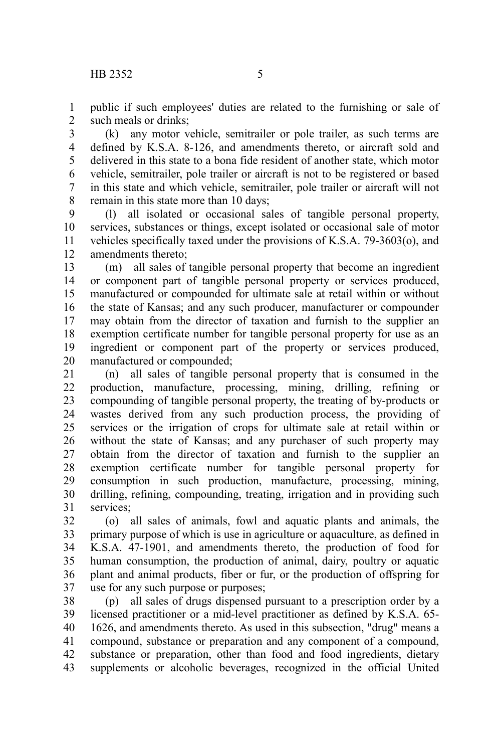public if such employees' duties are related to the furnishing or sale of such meals or drinks;

(k) any motor vehicle, semitrailer or pole trailer, as such terms are defined by K.S.A. 8-126, and amendments thereto, or aircraft sold and delivered in this state to a bona fide resident of another state, which motor vehicle, semitrailer, pole trailer or aircraft is not to be registered or based in this state and which vehicle, semitrailer, pole trailer or aircraft will not remain in this state more than 10 days;

(l) all isolated or occasional sales of tangible personal property, services, substances or things, except isolated or occasional sale of motor vehicles specifically taxed under the provisions of K.S.A. 79-3603(o), and amendments thereto;

(m) all sales of tangible personal property that become an ingredient or component part of tangible personal property or services produced, manufactured or compounded for ultimate sale at retail within or without the state of Kansas; and any such producer, manufacturer or compounder may obtain from the director of taxation and furnish to the supplier an exemption certificate number for tangible personal property for use as an ingredient or component part of the property or services produced, manufactured or compounded;

(n) all sales of tangible personal property that is consumed in the production, manufacture, processing, mining, drilling, refining or compounding of tangible personal property, the treating of by-products or wastes derived from any such production process, the providing of services or the irrigation of crops for ultimate sale at retail within or without the state of Kansas; and any purchaser of such property may obtain from the director of taxation and furnish to the supplier an exemption certificate number for tangible personal property for consumption in such production, manufacture, processing, mining, drilling, refining, compounding, treating, irrigation and in providing such services;

(o) all sales of animals, fowl and aquatic plants and animals, the primary purpose of which is use in agriculture or aquaculture, as defined in K.S.A. 47-1901, and amendments thereto, the production of food for human consumption, the production of animal, dairy, poultry or aquatic plant and animal products, fiber or fur, or the production of offspring for use for any such purpose or purposes;

(p) all sales of drugs dispensed pursuant to a prescription order by a licensed practitioner or a mid-level practitioner as defined by K.S.A. 65-1626, and amendments thereto. As used in this subsection, "drug" means a compound, substance or preparation and any component of a compound, substance or preparation, other than food and food ingredients, dietary supplements or alcoholic beverages, recognized in the official United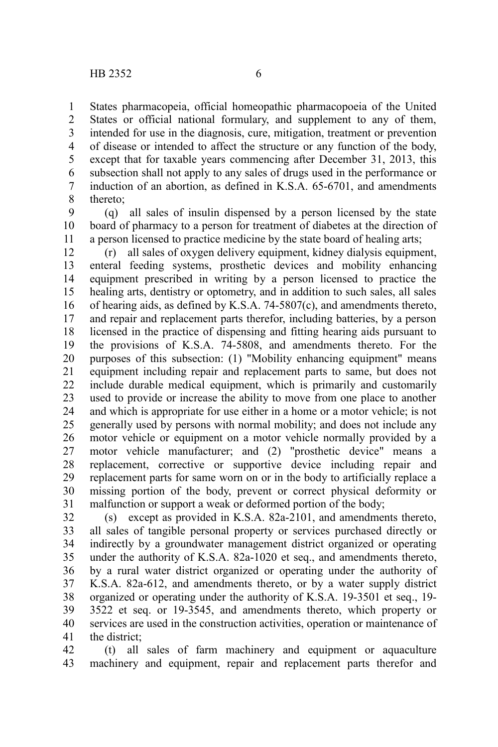States pharmacopeia, official homeopathic pharmacopoeia of the United States or official national formulary, and supplement to any of them, intended for use in the diagnosis, cure, mitigation, treatment or prevention of disease or intended to affect the structure or any function of the body, except that for taxable years commencing after December 31, 2013, this subsection shall not apply to any sales of drugs used in the performance or induction of an abortion, as defined in K.S.A. 65-6701, and amendments thereto;

(q) all sales of insulin dispensed by a person licensed by the state board of pharmacy to a person for treatment of diabetes at the direction of a person licensed to practice medicine by the state board of healing arts;

(r) all sales of oxygen delivery equipment, kidney dialysis equipment, enteral feeding systems, prosthetic devices and mobility enhancing equipment prescribed in writing by a person licensed to practice the healing arts, dentistry or optometry, and in addition to such sales, all sales of hearing aids, as defined by K.S.A. 74-5807(c), and amendments thereto, and repair and replacement parts therefor, including batteries, by a person licensed in the practice of dispensing and fitting hearing aids pursuant to the provisions of K.S.A. 74-5808, and amendments thereto. For the purposes of this subsection: (1) "Mobility enhancing equipment" means equipment including repair and replacement parts to same, but does not include durable medical equipment, which is primarily and customarily used to provide or increase the ability to move from one place to another and which is appropriate for use either in a home or a motor vehicle; is not generally used by persons with normal mobility; and does not include any motor vehicle or equipment on a motor vehicle normally provided by a motor vehicle manufacturer; and (2) "prosthetic device" means a replacement, corrective or supportive device including repair and replacement parts for same worn on or in the body to artificially replace a missing portion of the body, prevent or correct physical deformity or malfunction or support a weak or deformed portion of the body;

(s) except as provided in K.S.A. 82a-2101, and amendments thereto, all sales of tangible personal property or services purchased directly or indirectly by a groundwater management district organized or operating under the authority of K.S.A. 82a-1020 et seq., and amendments thereto, by a rural water district organized or operating under the authority of K.S.A. 82a-612, and amendments thereto, or by a water supply district organized or operating under the authority of K.S.A. 19-3501 et seq., 19-3522 et seq. or 19-3545, and amendments thereto, which property or services are used in the construction activities, operation or maintenance of the district;

(t) all sales of farm machinery and equipment or aquaculture machinery and equipment, repair and replacement parts therefor and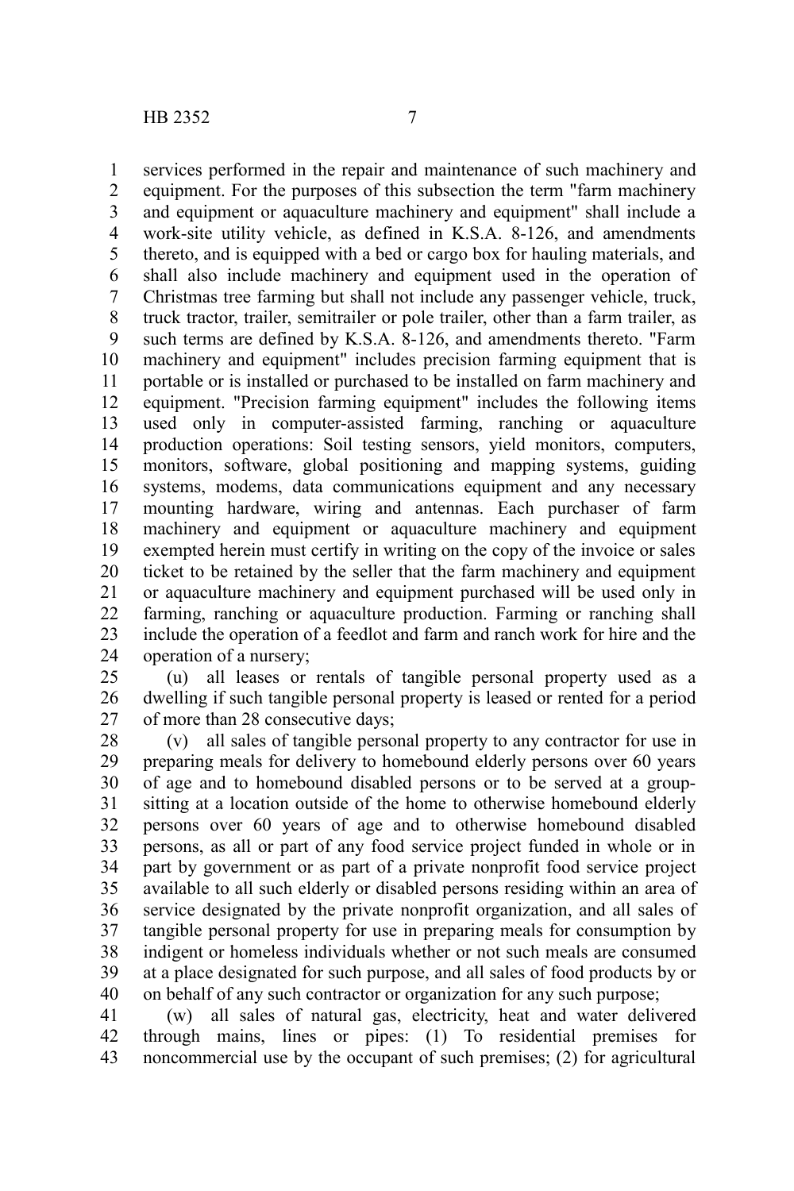services performed in the repair and maintenance of such machinery and equipment. For the purposes of this subsection the term "farm machinery and equipment or aquaculture machinery and equipment" shall include a work-site utility vehicle, as defined in K.S.A. 8-126, and amendments thereto, and is equipped with a bed or cargo box for hauling materials, and shall also include machinery and equipment used in the operation of Christmas tree farming but shall not include any passenger vehicle, truck, truck tractor, trailer, semitrailer or pole trailer, other than a farm trailer, as such terms are defined by K.S.A. 8-126, and amendments thereto. "Farm machinery and equipment" includes precision farming equipment that is portable or is installed or purchased to be installed on farm machinery and equipment. "Precision farming equipment" includes the following items used only in computer-assisted farming, ranching or aquaculture production operations: Soil testing sensors, yield monitors, computers, monitors, software, global positioning and mapping systems, guiding systems, modems, data communications equipment and any necessary mounting hardware, wiring and antennas. Each purchaser of farm machinery and equipment or aquaculture machinery and equipment exempted herein must certify in writing on the copy of the invoice or sales ticket to be retained by the seller that the farm machinery and equipment or aquaculture machinery and equipment purchased will be used only in farming, ranching or aquaculture production. Farming or ranching shall include the operation of a feedlot and farm and ranch work for hire and the operation of a nursery;

(u) all leases or rentals of tangible personal property used as a dwelling if such tangible personal property is leased or rented for a period of more than 28 consecutive days;

(v) all sales of tangible personal property to any contractor for use in preparing meals for delivery to homebound elderly persons over 60 years of age and to homebound disabled persons or to be served at a group-sitting at a location outside of the home to otherwise homebound elderly persons over 60 years of age and to otherwise homebound disabled persons, as all or part of any food service project funded in whole or in part by government or as part of a private nonprofit food service project available to all such elderly or disabled persons residing within an area of service designated by the private nonprofit organization, and all sales of tangible personal property for use in preparing meals for consumption by indigent or homeless individuals whether or not such meals are consumed at a place designated for such purpose, and all sales of food products by or on behalf of any such contractor or organization for any such purpose;

(w) all sales of natural gas, electricity, heat and water delivered through mains, lines or pipes: (1) To residential premises for noncommercial use by the occupant of such premises; (2) for agricultural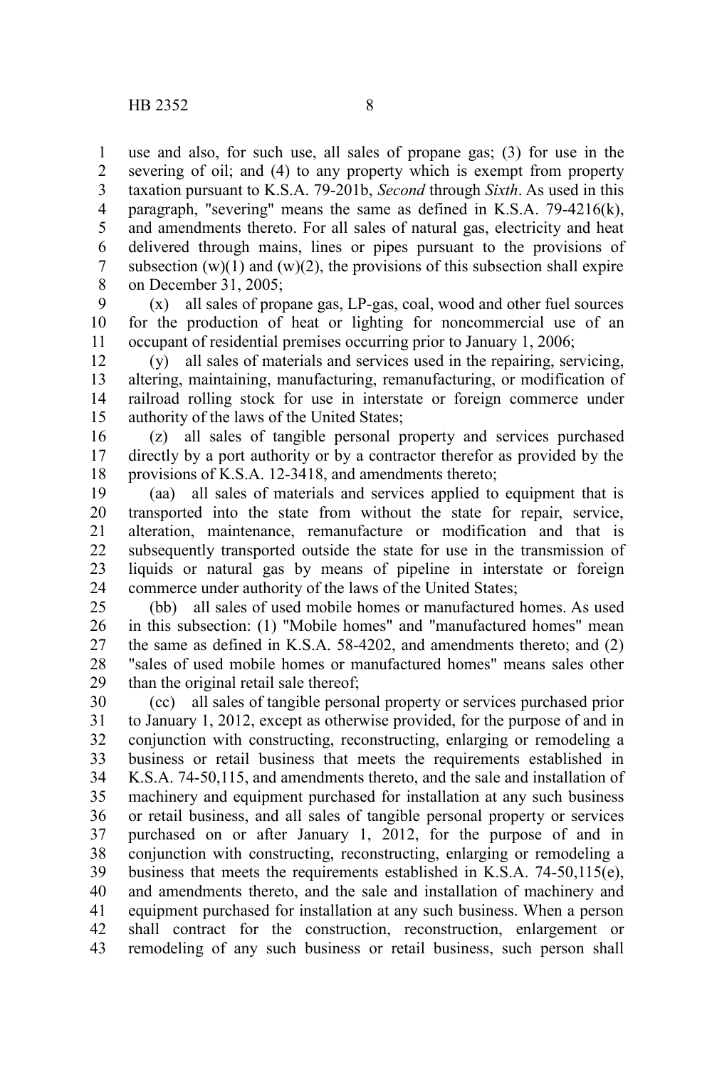use and also, for such use, all sales of propane gas; (3) for use in the severing of oil; and (4) to any property which is exempt from property taxation pursuant to K.S.A. 79-201b, *Second* through *Sixth*. As used in this paragraph, "severing" means the same as defined in K.S.A. 79-4216(k), and amendments thereto. For all sales of natural gas, electricity and heat delivered through mains, lines or pipes pursuant to the provisions of subsection (w)(1) and (w)(2), the provisions of this subsection shall expire on December 31, 2005;

(x) all sales of propane gas, LP-gas, coal, wood and other fuel sources for the production of heat or lighting for noncommercial use of an occupant of residential premises occurring prior to January 1, 2006;

(y) all sales of materials and services used in the repairing, servicing, altering, maintaining, manufacturing, remanufacturing, or modification of railroad rolling stock for use in interstate or foreign commerce under authority of the laws of the United States;

(z) all sales of tangible personal property and services purchased directly by a port authority or by a contractor therefor as provided by the provisions of K.S.A. 12-3418, and amendments thereto;

(aa) all sales of materials and services applied to equipment that is transported into the state from without the state for repair, service, alteration, maintenance, remanufacture or modification and that is subsequently transported outside the state for use in the transmission of liquids or natural gas by means of pipeline in interstate or foreign commerce under authority of the laws of the United States;

(bb) all sales of used mobile homes or manufactured homes. As used in this subsection: (1) "Mobile homes" and "manufactured homes" mean the same as defined in K.S.A. 58-4202, and amendments thereto; and (2) "sales of used mobile homes or manufactured homes" means sales other than the original retail sale thereof;

(cc) all sales of tangible personal property or services purchased prior to January 1, 2012, except as otherwise provided, for the purpose of and in conjunction with constructing, reconstructing, enlarging or remodeling a business or retail business that meets the requirements established in K.S.A. 74-50,115, and amendments thereto, and the sale and installation of machinery and equipment purchased for installation at any such business or retail business, and all sales of tangible personal property or services purchased on or after January 1, 2012, for the purpose of and in conjunction with constructing, reconstructing, enlarging or remodeling a business that meets the requirements established in K.S.A. 74-50,115(e), and amendments thereto, and the sale and installation of machinery and equipment purchased for installation at any such business. When a person shall contract for the construction, reconstruction, enlargement or remodeling of any such business or retail business, such person shall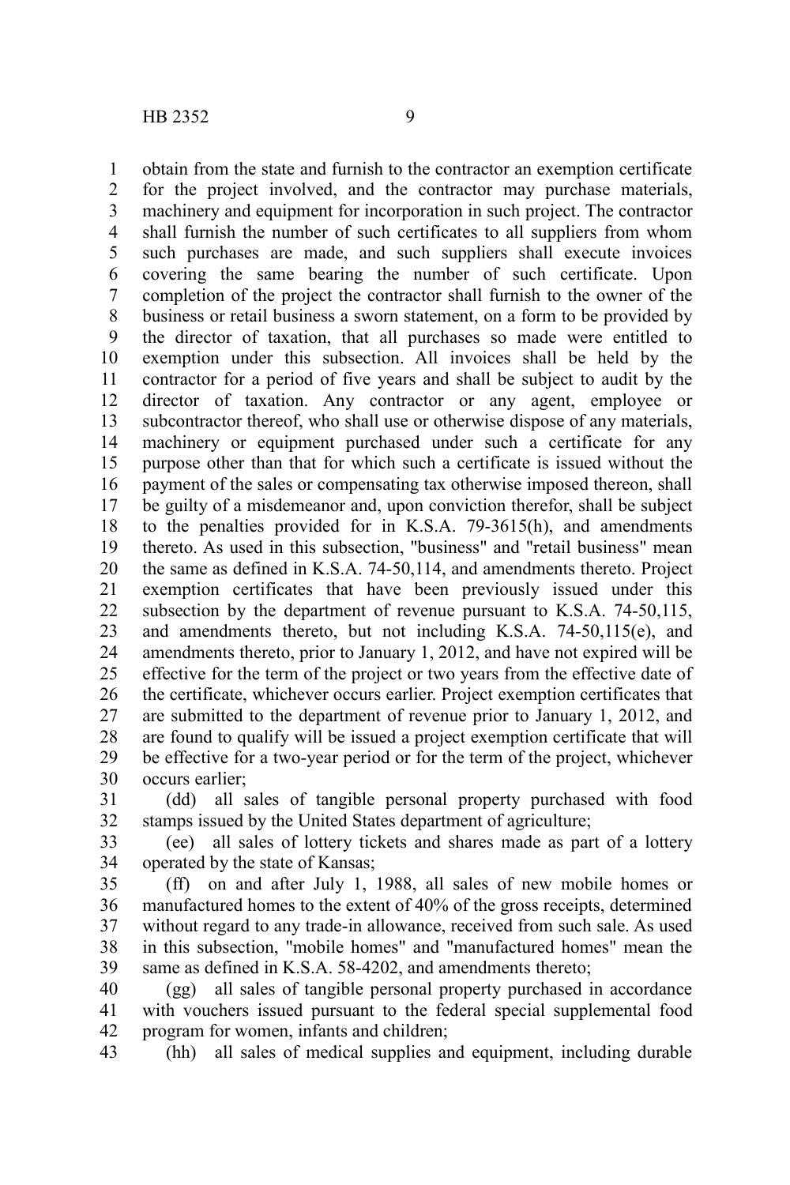obtain from the state and furnish to the contractor an exemption certificate for the project involved, and the contractor may purchase materials, machinery and equipment for incorporation in such project. The contractor shall furnish the number of such certificates to all suppliers from whom such purchases are made, and such suppliers shall execute invoices covering the same bearing the number of such certificate. Upon completion of the project the contractor shall furnish to the owner of the business or retail business a sworn statement, on a form to be provided by the director of taxation, that all purchases so made were entitled to exemption under this subsection. All invoices shall be held by the contractor for a period of five years and shall be subject to audit by the director of taxation. Any contractor or any agent, employee or subcontractor thereof, who shall use or otherwise dispose of any materials, machinery or equipment purchased under such a certificate for any purpose other than that for which such a certificate is issued without the payment of the sales or compensating tax otherwise imposed thereon, shall be guilty of a misdemeanor and, upon conviction therefor, shall be subject to the penalties provided for in K.S.A. 79-3615(h), and amendments thereto. As used in this subsection, "business" and "retail business" mean the same as defined in K.S.A. 74-50,114, and amendments thereto. Project exemption certificates that have been previously issued under this subsection by the department of revenue pursuant to K.S.A. 74-50,115, and amendments thereto, but not including K.S.A. 74-50,115(e), and amendments thereto, prior to January 1, 2012, and have not expired will be effective for the term of the project or two years from the effective date of the certificate, whichever occurs earlier. Project exemption certificates that are submitted to the department of revenue prior to January 1, 2012, and are found to qualify will be issued a project exemption certificate that will be effective for a two-year period or for the term of the project, whichever occurs earlier;

(dd) all sales of tangible personal property purchased with food stamps issued by the United States department of agriculture;

(ee) all sales of lottery tickets and shares made as part of a lottery operated by the state of Kansas;

(ff) on and after July 1, 1988, all sales of new mobile homes or manufactured homes to the extent of 40% of the gross receipts, determined without regard to any trade-in allowance, received from such sale. As used in this subsection, "mobile homes" and "manufactured homes" mean the same as defined in K.S.A. 58-4202, and amendments thereto;

(gg) all sales of tangible personal property purchased in accordance with vouchers issued pursuant to the federal special supplemental food program for women, infants and children;

(hh) all sales of medical supplies and equipment, including durable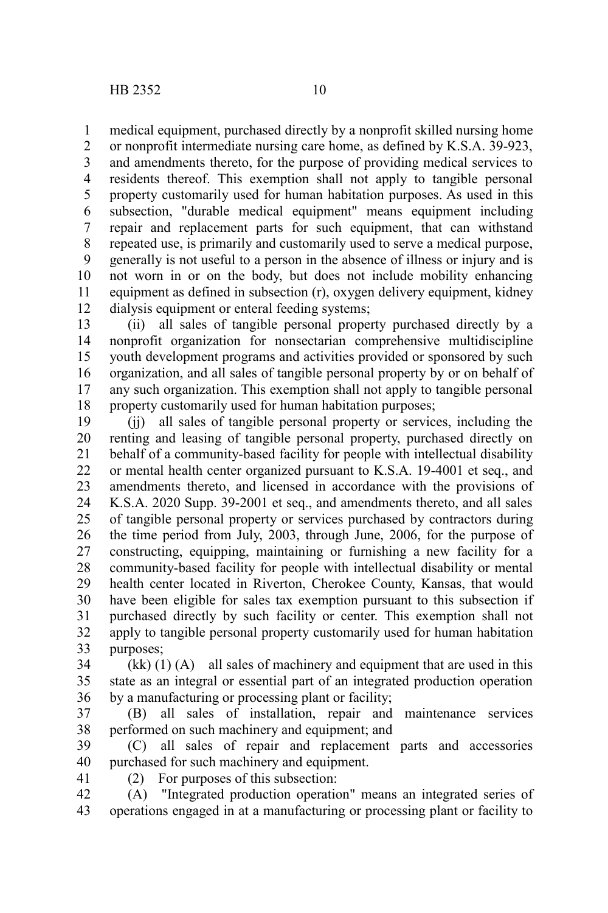medical equipment, purchased directly by a nonprofit skilled nursing home or nonprofit intermediate nursing care home, as defined by K.S.A. 39-923, and amendments thereto, for the purpose of providing medical services to residents thereof. This exemption shall not apply to tangible personal property customarily used for human habitation purposes. As used in this subsection, "durable medical equipment" means equipment including repair and replacement parts for such equipment, that can withstand repeated use, is primarily and customarily used to serve a medical purpose, generally is not useful to a person in the absence of illness or injury and is not worn in or on the body, but does not include mobility enhancing equipment as defined in subsection (r), oxygen delivery equipment, kidney dialysis equipment or enteral feeding systems;

(ii) all sales of tangible personal property purchased directly by a nonprofit organization for nonsectarian comprehensive multidiscipline youth development programs and activities provided or sponsored by such organization, and all sales of tangible personal property by or on behalf of any such organization. This exemption shall not apply to tangible personal property customarily used for human habitation purposes;

(jj) all sales of tangible personal property or services, including the renting and leasing of tangible personal property, purchased directly on behalf of a community-based facility for people with intellectual disability or mental health center organized pursuant to K.S.A. 19-4001 et seq., and amendments thereto, and licensed in accordance with the provisions of K.S.A. 2020 Supp. 39-2001 et seq., and amendments thereto, and all sales of tangible personal property or services purchased by contractors during the time period from July, 2003, through June, 2006, for the purpose of constructing, equipping, maintaining or furnishing a new facility for a community-based facility for people with intellectual disability or mental health center located in Riverton, Cherokee County, Kansas, that would have been eligible for sales tax exemption pursuant to this subsection if purchased directly by such facility or center. This exemption shall not apply to tangible personal property customarily used for human habitation purposes;

(kk) (1) (A) all sales of machinery and equipment that are used in this state as an integral or essential part of an integrated production operation by a manufacturing or processing plant or facility;

(B) all sales of installation, repair and maintenance services performed on such machinery and equipment; and

(C) all sales of repair and replacement parts and accessories purchased for such machinery and equipment.

(2) For purposes of this subsection:

(A) "Integrated production operation" means an integrated series of operations engaged in at a manufacturing or processing plant or facility to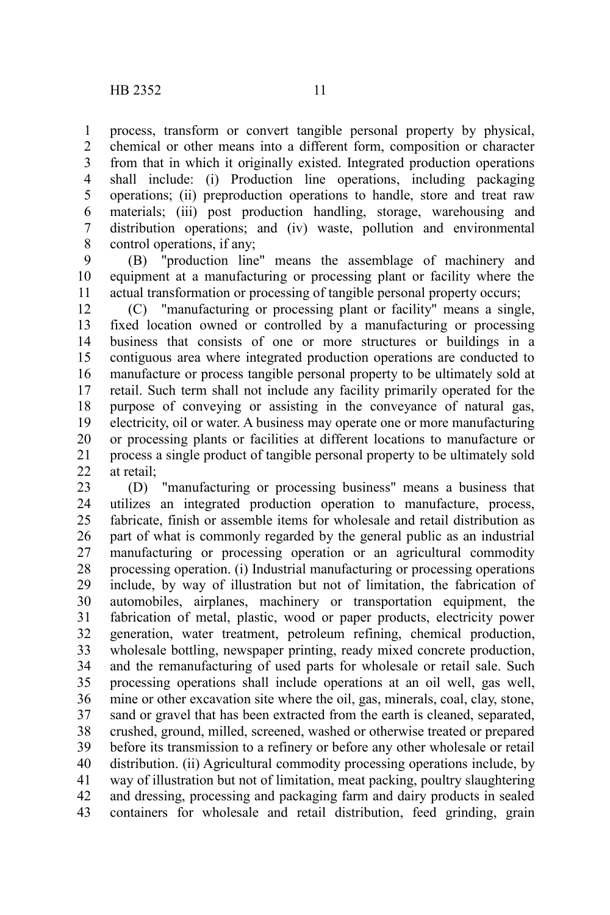process, transform or convert tangible personal property by physical, chemical or other means into a different form, composition or character from that in which it originally existed. Integrated production operations shall include: (i) Production line operations, including packaging operations; (ii) preproduction operations to handle, store and treat raw materials; (iii) post production handling, storage, warehousing and distribution operations; and (iv) waste, pollution and environmental control operations, if any;

(B) "production line" means the assemblage of machinery and equipment at a manufacturing or processing plant or facility where the actual transformation or processing of tangible personal property occurs;

(C) "manufacturing or processing plant or facility" means a single, fixed location owned or controlled by a manufacturing or processing business that consists of one or more structures or buildings in a contiguous area where integrated production operations are conducted to manufacture or process tangible personal property to be ultimately sold at retail. Such term shall not include any facility primarily operated for the purpose of conveying or assisting in the conveyance of natural gas, electricity, oil or water. A business may operate one or more manufacturing or processing plants or facilities at different locations to manufacture or process a single product of tangible personal property to be ultimately sold at retail;

(D) "manufacturing or processing business" means a business that utilizes an integrated production operation to manufacture, process, fabricate, finish or assemble items for wholesale and retail distribution as part of what is commonly regarded by the general public as an industrial manufacturing or processing operation or an agricultural commodity processing operation. (i) Industrial manufacturing or processing operations include, by way of illustration but not of limitation, the fabrication of automobiles, airplanes, machinery or transportation equipment, the fabrication of metal, plastic, wood or paper products, electricity power generation, water treatment, petroleum refining, chemical production, wholesale bottling, newspaper printing, ready mixed concrete production, and the remanufacturing of used parts for wholesale or retail sale. Such processing operations shall include operations at an oil well, gas well, mine or other excavation site where the oil, gas, minerals, coal, clay, stone, sand or gravel that has been extracted from the earth is cleaned, separated, crushed, ground, milled, screened, washed or otherwise treated or prepared before its transmission to a refinery or before any other wholesale or retail distribution. (ii) Agricultural commodity processing operations include, by way of illustration but not of limitation, meat packing, poultry slaughtering and dressing, processing and packaging farm and dairy products in sealed containers for wholesale and retail distribution, feed grinding, grain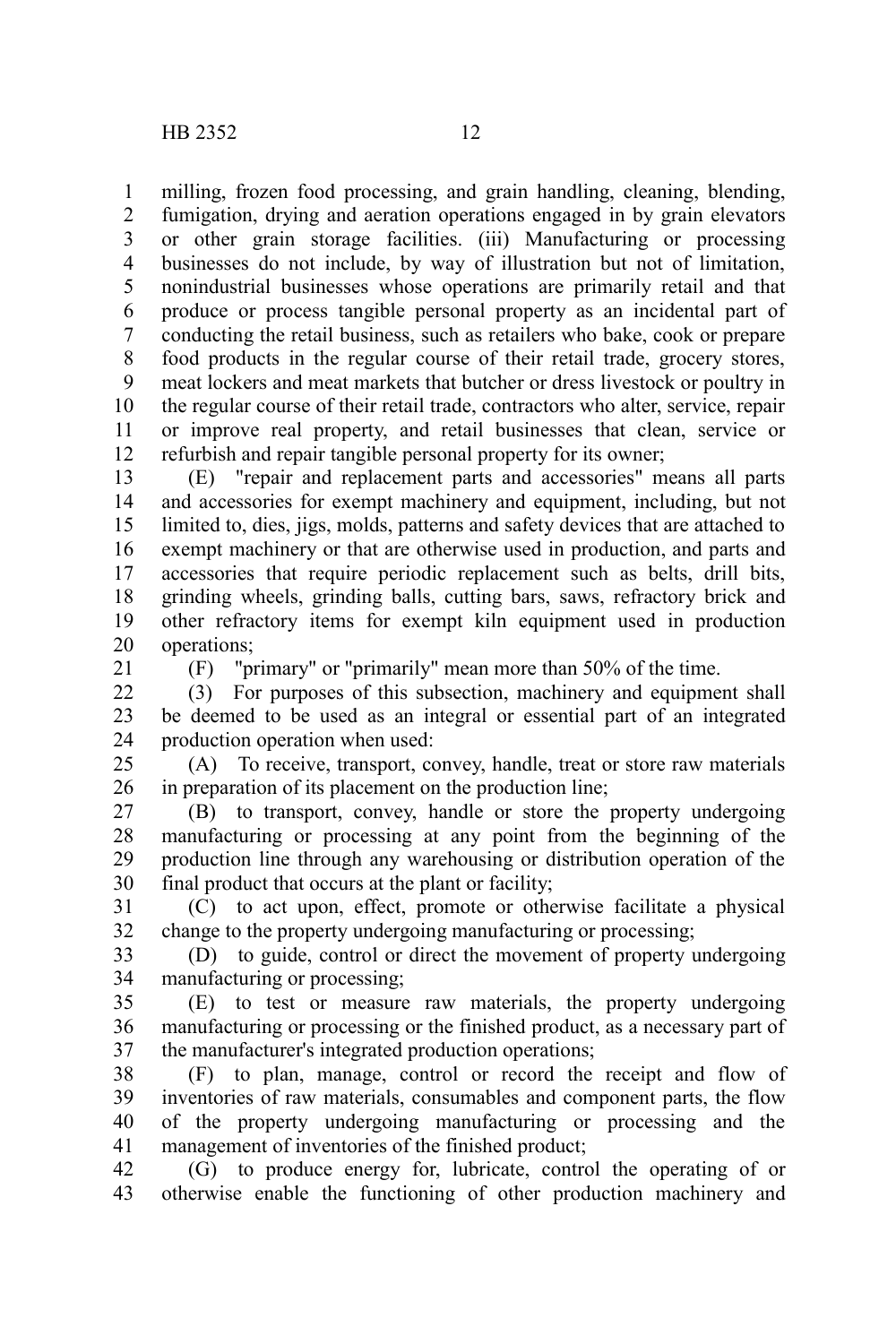milling, frozen food processing, and grain handling, cleaning, blending, fumigation, drying and aeration operations engaged in by grain elevators or other grain storage facilities. (iii) Manufacturing or processing businesses do not include, by way of illustration but not of limitation, nonindustrial businesses whose operations are primarily retail and that produce or process tangible personal property as an incidental part of conducting the retail business, such as retailers who bake, cook or prepare food products in the regular course of their retail trade, grocery stores, meat lockers and meat markets that butcher or dress livestock or poultry in the regular course of their retail trade, contractors who alter, service, repair or improve real property, and retail businesses that clean, service or refurbish and repair tangible personal property for its owner;

(E) "repair and replacement parts and accessories" means all parts and accessories for exempt machinery and equipment, including, but not limited to, dies, jigs, molds, patterns and safety devices that are attached to exempt machinery or that are otherwise used in production, and parts and accessories that require periodic replacement such as belts, drill bits, grinding wheels, grinding balls, cutting bars, saws, refractory brick and other refractory items for exempt kiln equipment used in production operations;

(F) "primary" or "primarily" mean more than 50% of the time.

(3) For purposes of this subsection, machinery and equipment shall be deemed to be used as an integral or essential part of an integrated production operation when used:

(A) To receive, transport, convey, handle, treat or store raw materials in preparation of its placement on the production line;

(B) to transport, convey, handle or store the property undergoing manufacturing or processing at any point from the beginning of the production line through any warehousing or distribution operation of the final product that occurs at the plant or facility;

(C) to act upon, effect, promote or otherwise facilitate a physical change to the property undergoing manufacturing or processing;

(D) to guide, control or direct the movement of property undergoing manufacturing or processing;

(E) to test or measure raw materials, the property undergoing manufacturing or processing or the finished product, as a necessary part of the manufacturer's integrated production operations;

(F) to plan, manage, control or record the receipt and flow of inventories of raw materials, consumables and component parts, the flow of the property undergoing manufacturing or processing and the management of inventories of the finished product;

(G) to produce energy for, lubricate, control the operating of or otherwise enable the functioning of other production machinery and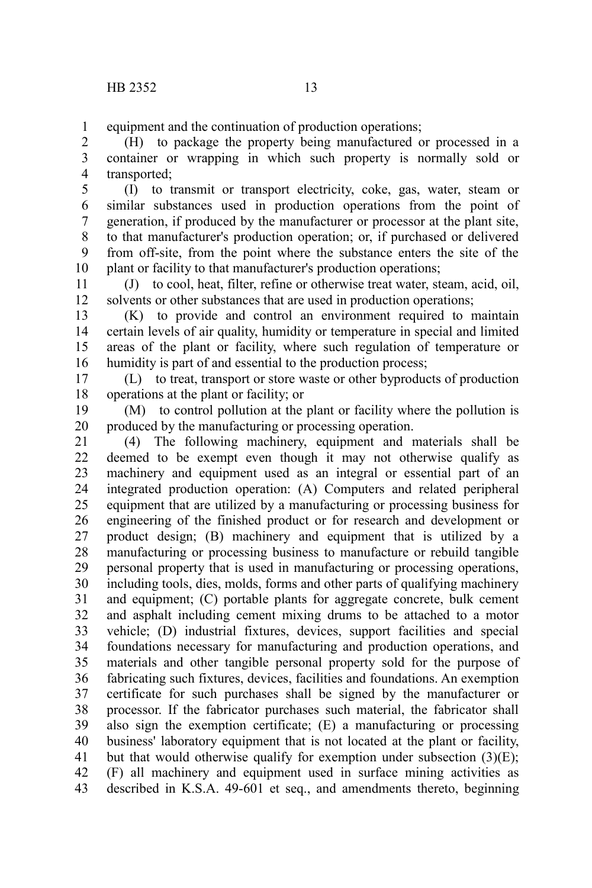equipment and the continuation of production operations;

(H) to package the property being manufactured or processed in a container or wrapping in which such property is normally sold or transported;

(I) to transmit or transport electricity, coke, gas, water, steam or similar substances used in production operations from the point of generation, if produced by the manufacturer or processor at the plant site, to that manufacturer's production operation; or, if purchased or delivered from off-site, from the point where the substance enters the site of the plant or facility to that manufacturer's production operations;

(J) to cool, heat, filter, refine or otherwise treat water, steam, acid, oil, solvents or other substances that are used in production operations;

(K) to provide and control an environment required to maintain certain levels of air quality, humidity or temperature in special and limited areas of the plant or facility, where such regulation of temperature or humidity is part of and essential to the production process;

(L) to treat, transport or store waste or other byproducts of production operations at the plant or facility; or

(M) to control pollution at the plant or facility where the pollution is produced by the manufacturing or processing operation.

(4) The following machinery, equipment and materials shall be deemed to be exempt even though it may not otherwise qualify as machinery and equipment used as an integral or essential part of an integrated production operation: (A) Computers and related peripheral equipment that are utilized by a manufacturing or processing business for engineering of the finished product or for research and development or product design; (B) machinery and equipment that is utilized by a manufacturing or processing business to manufacture or rebuild tangible personal property that is used in manufacturing or processing operations, including tools, dies, molds, forms and other parts of qualifying machinery and equipment; (C) portable plants for aggregate concrete, bulk cement and asphalt including cement mixing drums to be attached to a motor vehicle; (D) industrial fixtures, devices, support facilities and special foundations necessary for manufacturing and production operations, and materials and other tangible personal property sold for the purpose of fabricating such fixtures, devices, facilities and foundations. An exemption certificate for such purchases shall be signed by the manufacturer or processor. If the fabricator purchases such material, the fabricator shall also sign the exemption certificate; (E) a manufacturing or processing business' laboratory equipment that is not located at the plant or facility, but that would otherwise qualify for exemption under subsection (3)(E); (F) all machinery and equipment used in surface mining activities as described in K.S.A. 49-601 et seq., and amendments thereto, beginning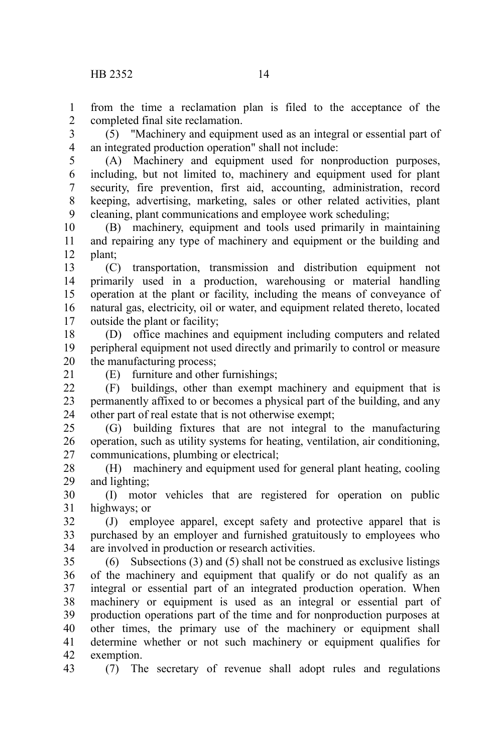from the time a reclamation plan is filed to the acceptance of the completed final site reclamation.

(5) "Machinery and equipment used as an integral or essential part of an integrated production operation" shall not include:

(A) Machinery and equipment used for nonproduction purposes, including, but not limited to, machinery and equipment used for plant security, fire prevention, first aid, accounting, administration, record keeping, advertising, marketing, sales or other related activities, plant cleaning, plant communications and employee work scheduling;

(B) machinery, equipment and tools used primarily in maintaining and repairing any type of machinery and equipment or the building and plant;

(C) transportation, transmission and distribution equipment not primarily used in a production, warehousing or material handling operation at the plant or facility, including the means of conveyance of natural gas, electricity, oil or water, and equipment related thereto, located outside the plant or facility;

(D) office machines and equipment including computers and related peripheral equipment not used directly and primarily to control or measure the manufacturing process;

(E) furniture and other furnishings;

(F) buildings, other than exempt machinery and equipment that is permanently affixed to or becomes a physical part of the building, and any other part of real estate that is not otherwise exempt;

(G) building fixtures that are not integral to the manufacturing operation, such as utility systems for heating, ventilation, air conditioning, communications, plumbing or electrical;

(H) machinery and equipment used for general plant heating, cooling and lighting;

(I) motor vehicles that are registered for operation on public highways; or

(J) employee apparel, except safety and protective apparel that is purchased by an employer and furnished gratuitously to employees who are involved in production or research activities.

(6) Subsections (3) and (5) shall not be construed as exclusive listings of the machinery and equipment that qualify or do not qualify as an integral or essential part of an integrated production operation. When machinery or equipment is used as an integral or essential part of production operations part of the time and for nonproduction purposes at other times, the primary use of the machinery or equipment shall determine whether or not such machinery or equipment qualifies for exemption.

(7) The secretary of revenue shall adopt rules and regulations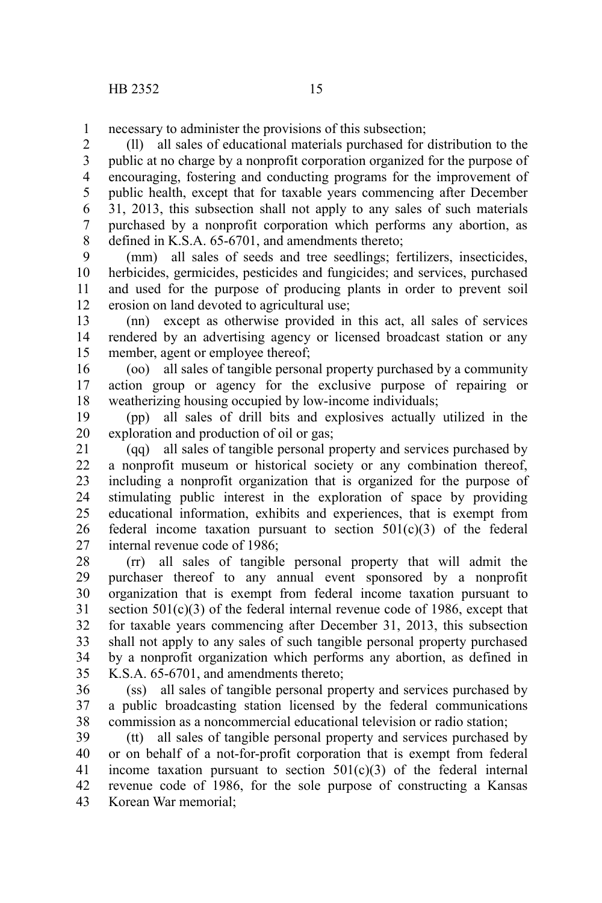necessary to administer the provisions of this subsection;

(ll) all sales of educational materials purchased for distribution to the public at no charge by a nonprofit corporation organized for the purpose of encouraging, fostering and conducting programs for the improvement of public health, except that for taxable years commencing after December 31, 2013, this subsection shall not apply to any sales of such materials purchased by a nonprofit corporation which performs any abortion, as defined in K.S.A. 65-6701, and amendments thereto;

(mm) all sales of seeds and tree seedlings; fertilizers, insecticides, herbicides, germicides, pesticides and fungicides; and services, purchased and used for the purpose of producing plants in order to prevent soil erosion on land devoted to agricultural use;

(nn) except as otherwise provided in this act, all sales of services rendered by an advertising agency or licensed broadcast station or any member, agent or employee thereof;

(oo) all sales of tangible personal property purchased by a community action group or agency for the exclusive purpose of repairing or weatherizing housing occupied by low-income individuals;

(pp) all sales of drill bits and explosives actually utilized in the exploration and production of oil or gas;

(qq) all sales of tangible personal property and services purchased by a nonprofit museum or historical society or any combination thereof, including a nonprofit organization that is organized for the purpose of stimulating public interest in the exploration of space by providing educational information, exhibits and experiences, that is exempt from federal income taxation pursuant to section 501(c)(3) of the federal internal revenue code of 1986;

(rr) all sales of tangible personal property that will admit the purchaser thereof to any annual event sponsored by a nonprofit organization that is exempt from federal income taxation pursuant to section 501(c)(3) of the federal internal revenue code of 1986, except that for taxable years commencing after December 31, 2013, this subsection shall not apply to any sales of such tangible personal property purchased by a nonprofit organization which performs any abortion, as defined in K.S.A. 65-6701, and amendments thereto;

(ss) all sales of tangible personal property and services purchased by a public broadcasting station licensed by the federal communications commission as a noncommercial educational television or radio station;

(tt) all sales of tangible personal property and services purchased by or on behalf of a not-for-profit corporation that is exempt from federal income taxation pursuant to section 501(c)(3) of the federal internal revenue code of 1986, for the sole purpose of constructing a Kansas Korean War memorial;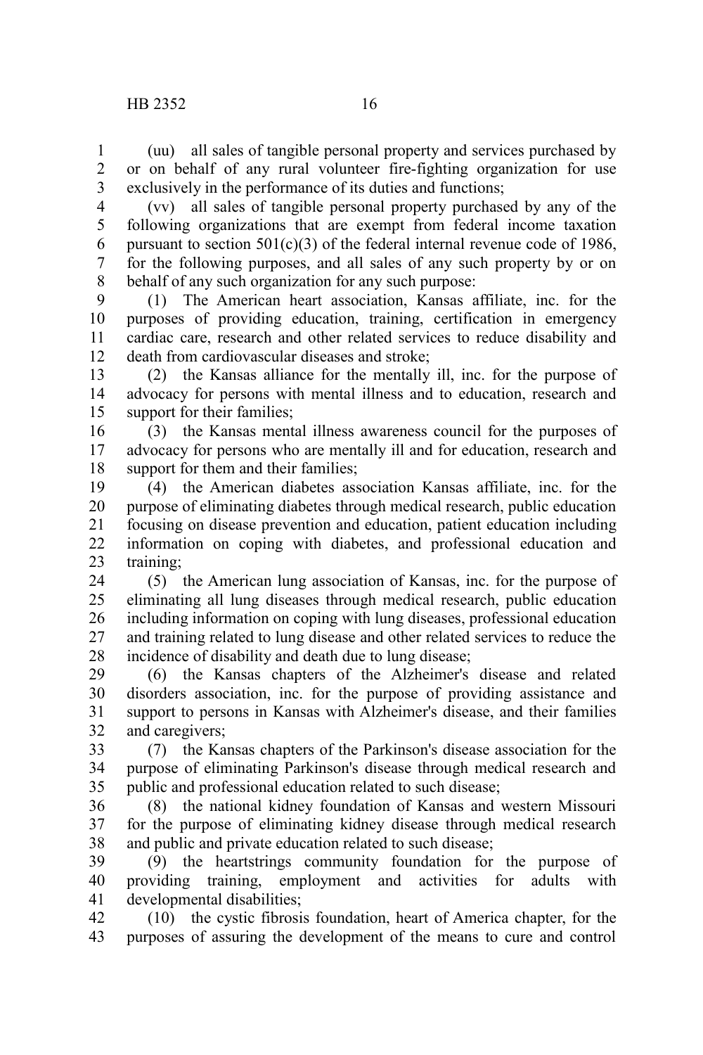(uu) all sales of tangible personal property and services purchased by or on behalf of any rural volunteer fire-fighting organization for use exclusively in the performance of its duties and functions;

(vv) all sales of tangible personal property purchased by any of the following organizations that are exempt from federal income taxation pursuant to section 501(c)(3) of the federal internal revenue code of 1986, for the following purposes, and all sales of any such property by or on behalf of any such organization for any such purpose:

(1) The American heart association, Kansas affiliate, inc. for the purposes of providing education, training, certification in emergency cardiac care, research and other related services to reduce disability and death from cardiovascular diseases and stroke;

(2) the Kansas alliance for the mentally ill, inc. for the purpose of advocacy for persons with mental illness and to education, research and support for their families;

(3) the Kansas mental illness awareness council for the purposes of advocacy for persons who are mentally ill and for education, research and support for them and their families;

(4) the American diabetes association Kansas affiliate, inc. for the purpose of eliminating diabetes through medical research, public education focusing on disease prevention and education, patient education including information on coping with diabetes, and professional education and training;

(5) the American lung association of Kansas, inc. for the purpose of eliminating all lung diseases through medical research, public education including information on coping with lung diseases, professional education and training related to lung disease and other related services to reduce the incidence of disability and death due to lung disease;

(6) the Kansas chapters of the Alzheimer's disease and related disorders association, inc. for the purpose of providing assistance and support to persons in Kansas with Alzheimer's disease, and their families and caregivers;

(7) the Kansas chapters of the Parkinson's disease association for the purpose of eliminating Parkinson's disease through medical research and public and professional education related to such disease;

(8) the national kidney foundation of Kansas and western Missouri for the purpose of eliminating kidney disease through medical research and public and private education related to such disease;

(9) the heartstrings community foundation for the purpose of providing training, employment and activities for adults with developmental disabilities;

(10) the cystic fibrosis foundation, heart of America chapter, for the purposes of assuring the development of the means to cure and control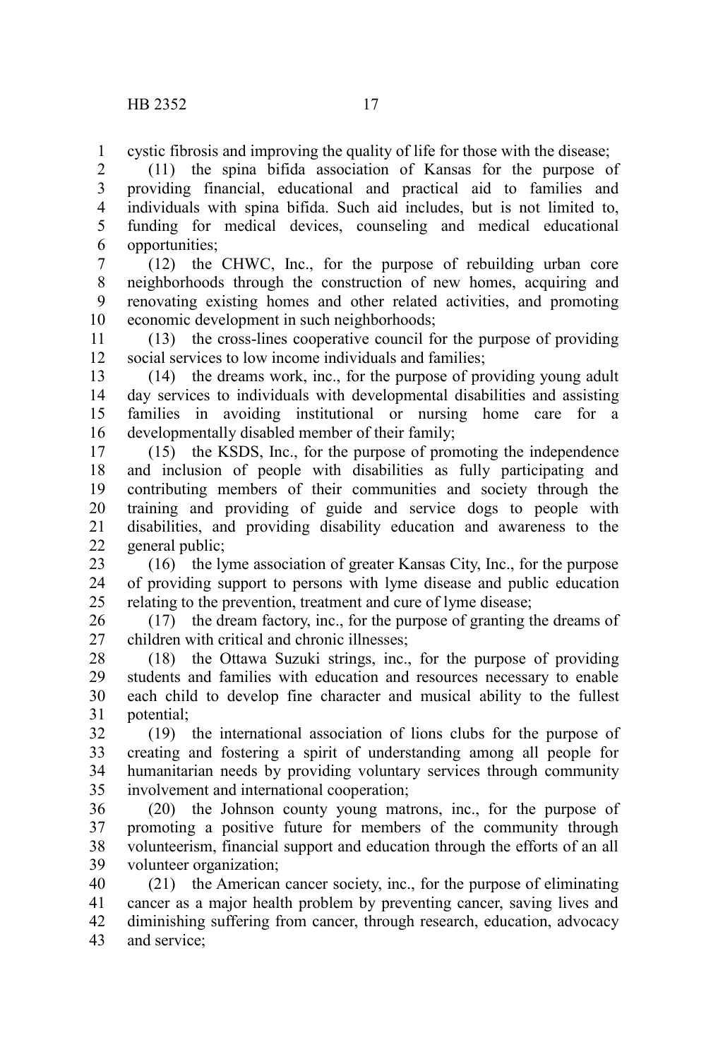cystic fibrosis and improving the quality of life for those with the disease;

(11) the spina bifida association of Kansas for the purpose of providing financial, educational and practical aid to families and individuals with spina bifida. Such aid includes, but is not limited to, funding for medical devices, counseling and medical educational opportunities;

(12) the CHWC, Inc., for the purpose of rebuilding urban core neighborhoods through the construction of new homes, acquiring and renovating existing homes and other related activities, and promoting economic development in such neighborhoods;

(13) the cross-lines cooperative council for the purpose of providing social services to low income individuals and families;

(14) the dreams work, inc., for the purpose of providing young adult day services to individuals with developmental disabilities and assisting families in avoiding institutional or nursing home care for a developmentally disabled member of their family;

(15) the KSDS, Inc., for the purpose of promoting the independence and inclusion of people with disabilities as fully participating and contributing members of their communities and society through the training and providing of guide and service dogs to people with disabilities, and providing disability education and awareness to the general public;

(16) the lyme association of greater Kansas City, Inc., for the purpose of providing support to persons with lyme disease and public education relating to the prevention, treatment and cure of lyme disease;

(17) the dream factory, inc., for the purpose of granting the dreams of children with critical and chronic illnesses;

(18) the Ottawa Suzuki strings, inc., for the purpose of providing students and families with education and resources necessary to enable each child to develop fine character and musical ability to the fullest potential;

(19) the international association of lions clubs for the purpose of creating and fostering a spirit of understanding among all people for humanitarian needs by providing voluntary services through community involvement and international cooperation;

(20) the Johnson county young matrons, inc., for the purpose of promoting a positive future for members of the community through volunteerism, financial support and education through the efforts of an all volunteer organization;

(21) the American cancer society, inc., for the purpose of eliminating cancer as a major health problem by preventing cancer, saving lives and diminishing suffering from cancer, through research, education, advocacy and service;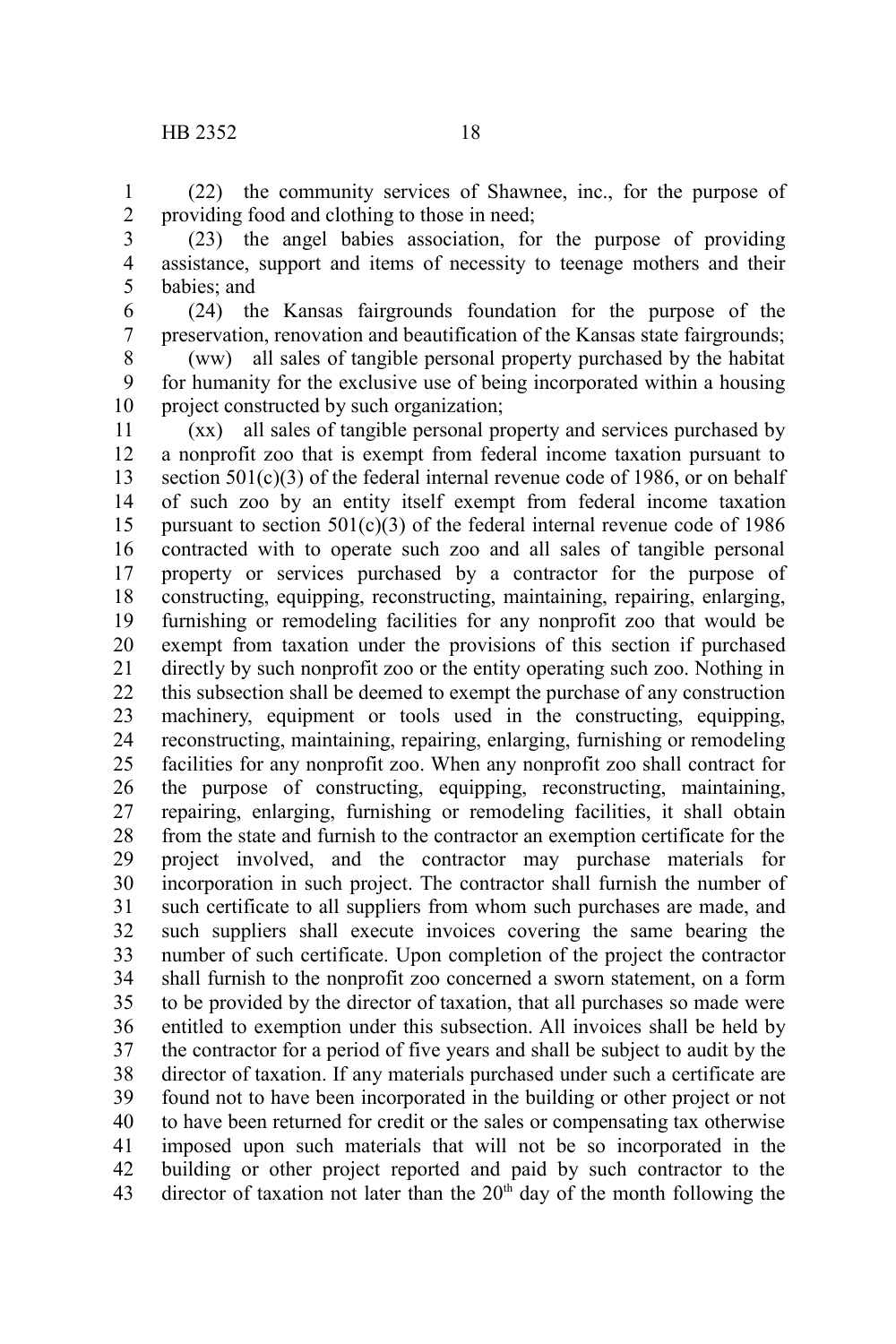(22) the community services of Shawnee, inc., for the purpose of providing food and clothing to those in need;

(23) the angel babies association, for the purpose of providing assistance, support and items of necessity to teenage mothers and their babies; and

(24) the Kansas fairgrounds foundation for the purpose of the preservation, renovation and beautification of the Kansas state fairgrounds;

(ww) all sales of tangible personal property purchased by the habitat for humanity for the exclusive use of being incorporated within a housing project constructed by such organization;

(xx) all sales of tangible personal property and services purchased by a nonprofit zoo that is exempt from federal income taxation pursuant to section 501(c)(3) of the federal internal revenue code of 1986, or on behalf of such zoo by an entity itself exempt from federal income taxation pursuant to section 501(c)(3) of the federal internal revenue code of 1986 contracted with to operate such zoo and all sales of tangible personal property or services purchased by a contractor for the purpose of constructing, equipping, reconstructing, maintaining, repairing, enlarging, furnishing or remodeling facilities for any nonprofit zoo that would be exempt from taxation under the provisions of this section if purchased directly by such nonprofit zoo or the entity operating such zoo. Nothing in this subsection shall be deemed to exempt the purchase of any construction machinery, equipment or tools used in the constructing, equipping, reconstructing, maintaining, repairing, enlarging, furnishing or remodeling facilities for any nonprofit zoo. When any nonprofit zoo shall contract for the purpose of constructing, equipping, reconstructing, maintaining, repairing, enlarging, furnishing or remodeling facilities, it shall obtain from the state and furnish to the contractor an exemption certificate for the project involved, and the contractor may purchase materials for incorporation in such project. The contractor shall furnish the number of such certificate to all suppliers from whom such purchases are made, and such suppliers shall execute invoices covering the same bearing the number of such certificate. Upon completion of the project the contractor shall furnish to the nonprofit zoo concerned a sworn statement, on a form to be provided by the director of taxation, that all purchases so made were entitled to exemption under this subsection. All invoices shall be held by the contractor for a period of five years and shall be subject to audit by the director of taxation. If any materials purchased under such a certificate are found not to have been incorporated in the building or other project or not to have been returned for credit or the sales or compensating tax otherwise imposed upon such materials that will not be so incorporated in the building or other project reported and paid by such contractor to the director of taxation not later than the 20th day of the month following the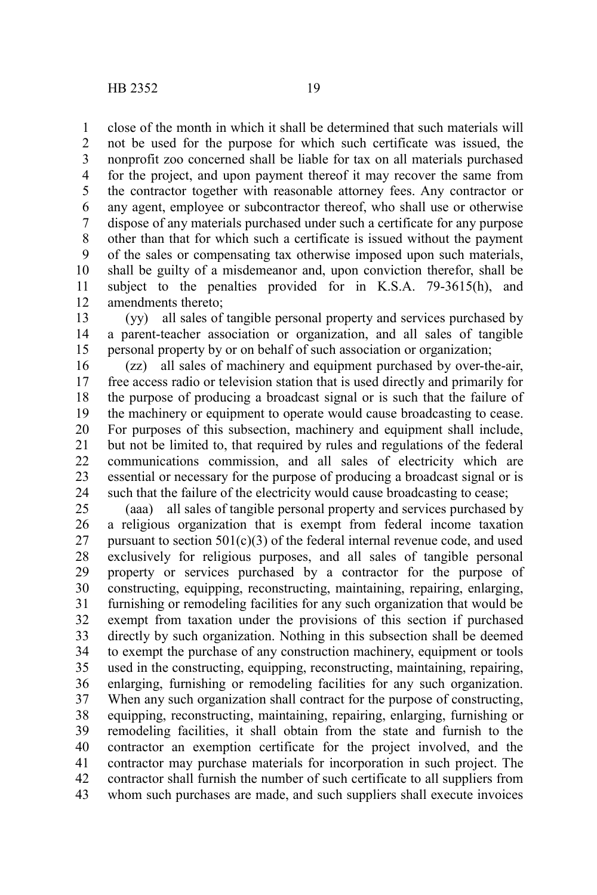close of the month in which it shall be determined that such materials will not be used for the purpose for which such certificate was issued, the nonprofit zoo concerned shall be liable for tax on all materials purchased for the project, and upon payment thereof it may recover the same from the contractor together with reasonable attorney fees. Any contractor or any agent, employee or subcontractor thereof, who shall use or otherwise dispose of any materials purchased under such a certificate for any purpose other than that for which such a certificate is issued without the payment of the sales or compensating tax otherwise imposed upon such materials, shall be guilty of a misdemeanor and, upon conviction therefor, shall be subject to the penalties provided for in K.S.A. 79-3615(h), and amendments thereto;

(yy) all sales of tangible personal property and services purchased by a parent-teacher association or organization, and all sales of tangible personal property by or on behalf of such association or organization;

(zz) all sales of machinery and equipment purchased by over-the-air, free access radio or television station that is used directly and primarily for the purpose of producing a broadcast signal or is such that the failure of the machinery or equipment to operate would cause broadcasting to cease. For purposes of this subsection, machinery and equipment shall include, but not be limited to, that required by rules and regulations of the federal communications commission, and all sales of electricity which are essential or necessary for the purpose of producing a broadcast signal or is such that the failure of the electricity would cause broadcasting to cease;

(aaa) all sales of tangible personal property and services purchased by a religious organization that is exempt from federal income taxation pursuant to section 501(c)(3) of the federal internal revenue code, and used exclusively for religious purposes, and all sales of tangible personal property or services purchased by a contractor for the purpose of constructing, equipping, reconstructing, maintaining, repairing, enlarging, furnishing or remodeling facilities for any such organization that would be exempt from taxation under the provisions of this section if purchased directly by such organization. Nothing in this subsection shall be deemed to exempt the purchase of any construction machinery, equipment or tools used in the constructing, equipping, reconstructing, maintaining, repairing, enlarging, furnishing or remodeling facilities for any such organization. When any such organization shall contract for the purpose of constructing, equipping, reconstructing, maintaining, repairing, enlarging, furnishing or remodeling facilities, it shall obtain from the state and furnish to the contractor an exemption certificate for the project involved, and the contractor may purchase materials for incorporation in such project. The contractor shall furnish the number of such certificate to all suppliers from whom such purchases are made, and such suppliers shall execute invoices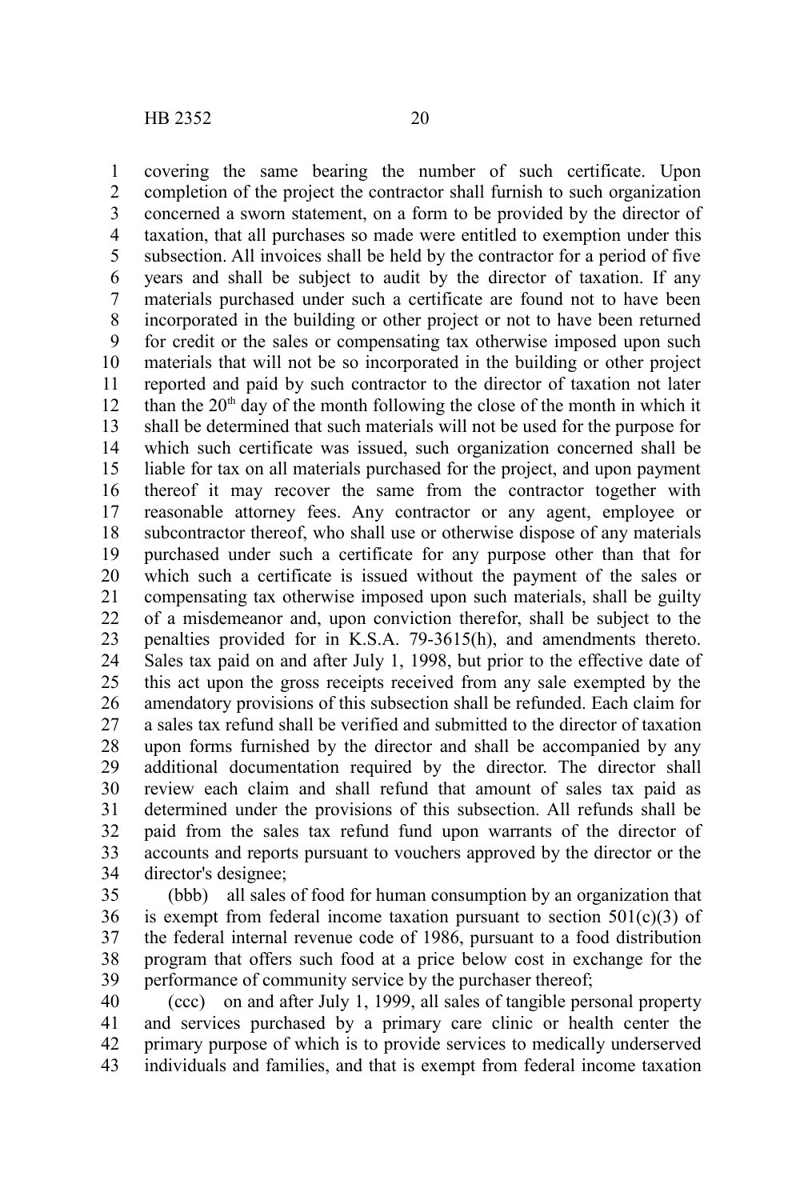covering the same bearing the number of such certificate. Upon completion of the project the contractor shall furnish to such organization concerned a sworn statement, on a form to be provided by the director of taxation, that all purchases so made were entitled to exemption under this subsection. All invoices shall be held by the contractor for a period of five years and shall be subject to audit by the director of taxation. If any materials purchased under such a certificate are found not to have been incorporated in the building or other project or not to have been returned for credit or the sales or compensating tax otherwise imposed upon such materials that will not be so incorporated in the building or other project reported and paid by such contractor to the director of taxation not later than the 20th day of the month following the close of the month in which it shall be determined that such materials will not be used for the purpose for which such certificate was issued, such organization concerned shall be liable for tax on all materials purchased for the project, and upon payment thereof it may recover the same from the contractor together with reasonable attorney fees. Any contractor or any agent, employee or subcontractor thereof, who shall use or otherwise dispose of any materials purchased under such a certificate for any purpose other than that for which such a certificate is issued without the payment of the sales or compensating tax otherwise imposed upon such materials, shall be guilty of a misdemeanor and, upon conviction therefor, shall be subject to the penalties provided for in K.S.A. 79-3615(h), and amendments thereto. Sales tax paid on and after July 1, 1998, but prior to the effective date of this act upon the gross receipts received from any sale exempted by the amendatory provisions of this subsection shall be refunded. Each claim for a sales tax refund shall be verified and submitted to the director of taxation upon forms furnished by the director and shall be accompanied by any additional documentation required by the director. The director shall review each claim and shall refund that amount of sales tax paid as determined under the provisions of this subsection. All refunds shall be paid from the sales tax refund fund upon warrants of the director of accounts and reports pursuant to vouchers approved by the director or the director's designee;

(bbb) all sales of food for human consumption by an organization that is exempt from federal income taxation pursuant to section 501(c)(3) of the federal internal revenue code of 1986, pursuant to a food distribution program that offers such food at a price below cost in exchange for the performance of community service by the purchaser thereof;

(ccc) on and after July 1, 1999, all sales of tangible personal property and services purchased by a primary care clinic or health center the primary purpose of which is to provide services to medically underserved individuals and families, and that is exempt from federal income taxation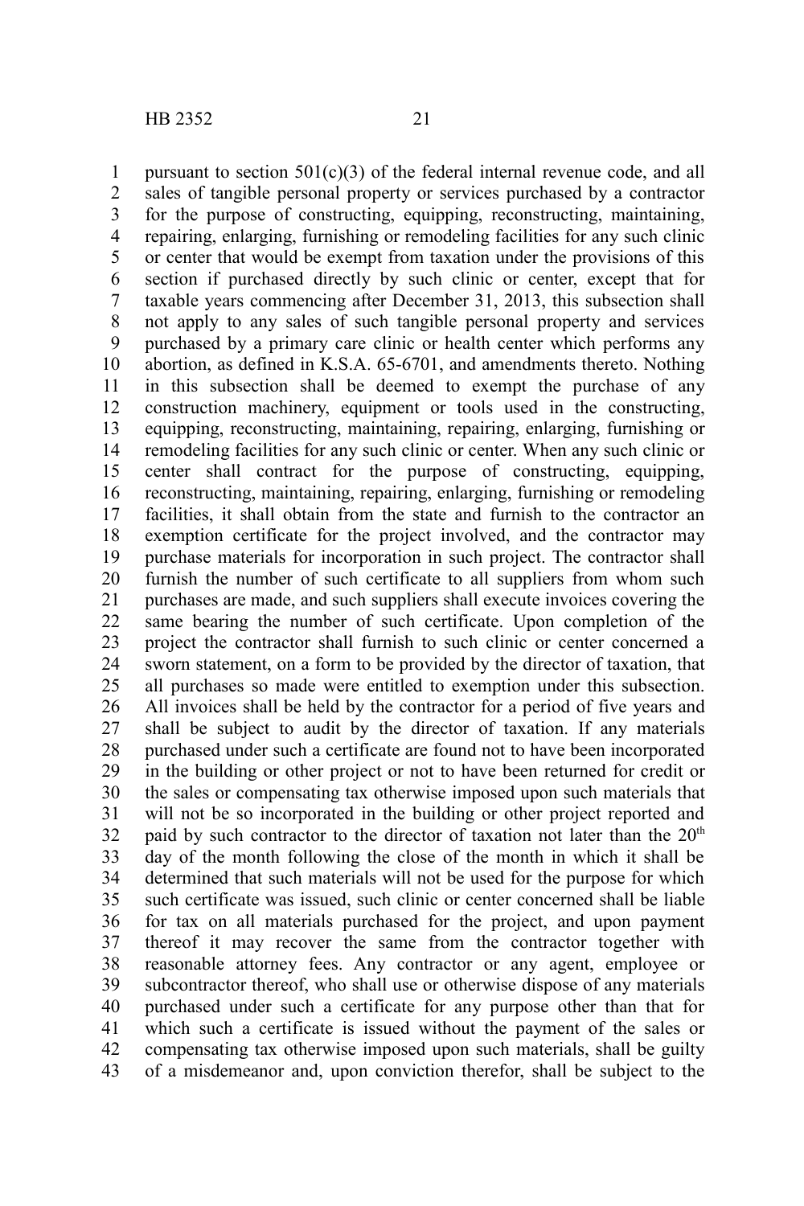pursuant to section 501(c)(3) of the federal internal revenue code, and all sales of tangible personal property or services purchased by a contractor for the purpose of constructing, equipping, reconstructing, maintaining, repairing, enlarging, furnishing or remodeling facilities for any such clinic or center that would be exempt from taxation under the provisions of this section if purchased directly by such clinic or center, except that for taxable years commencing after December 31, 2013, this subsection shall not apply to any sales of such tangible personal property and services purchased by a primary care clinic or health center which performs any abortion, as defined in K.S.A. 65-6701, and amendments thereto. Nothing in this subsection shall be deemed to exempt the purchase of any construction machinery, equipment or tools used in the constructing, equipping, reconstructing, maintaining, repairing, enlarging, furnishing or remodeling facilities for any such clinic or center. When any such clinic or center shall contract for the purpose of constructing, equipping, reconstructing, maintaining, repairing, enlarging, furnishing or remodeling facilities, it shall obtain from the state and furnish to the contractor an exemption certificate for the project involved, and the contractor may purchase materials for incorporation in such project. The contractor shall furnish the number of such certificate to all suppliers from whom such purchases are made, and such suppliers shall execute invoices covering the same bearing the number of such certificate. Upon completion of the project the contractor shall furnish to such clinic or center concerned a sworn statement, on a form to be provided by the director of taxation, that all purchases so made were entitled to exemption under this subsection. All invoices shall be held by the contractor for a period of five years and shall be subject to audit by the director of taxation. If any materials purchased under such a certificate are found not to have been incorporated in the building or other project or not to have been returned for credit or the sales or compensating tax otherwise imposed upon such materials that will not be so incorporated in the building or other project reported and paid by such contractor to the director of taxation not later than the 20th day of the month following the close of the month in which it shall be determined that such materials will not be used for the purpose for which such certificate was issued, such clinic or center concerned shall be liable for tax on all materials purchased for the project, and upon payment thereof it may recover the same from the contractor together with reasonable attorney fees. Any contractor or any agent, employee or subcontractor thereof, who shall use or otherwise dispose of any materials purchased under such a certificate for any purpose other than that for which such a certificate is issued without the payment of the sales or compensating tax otherwise imposed upon such materials, shall be guilty of a misdemeanor and, upon conviction therefor, shall be subject to the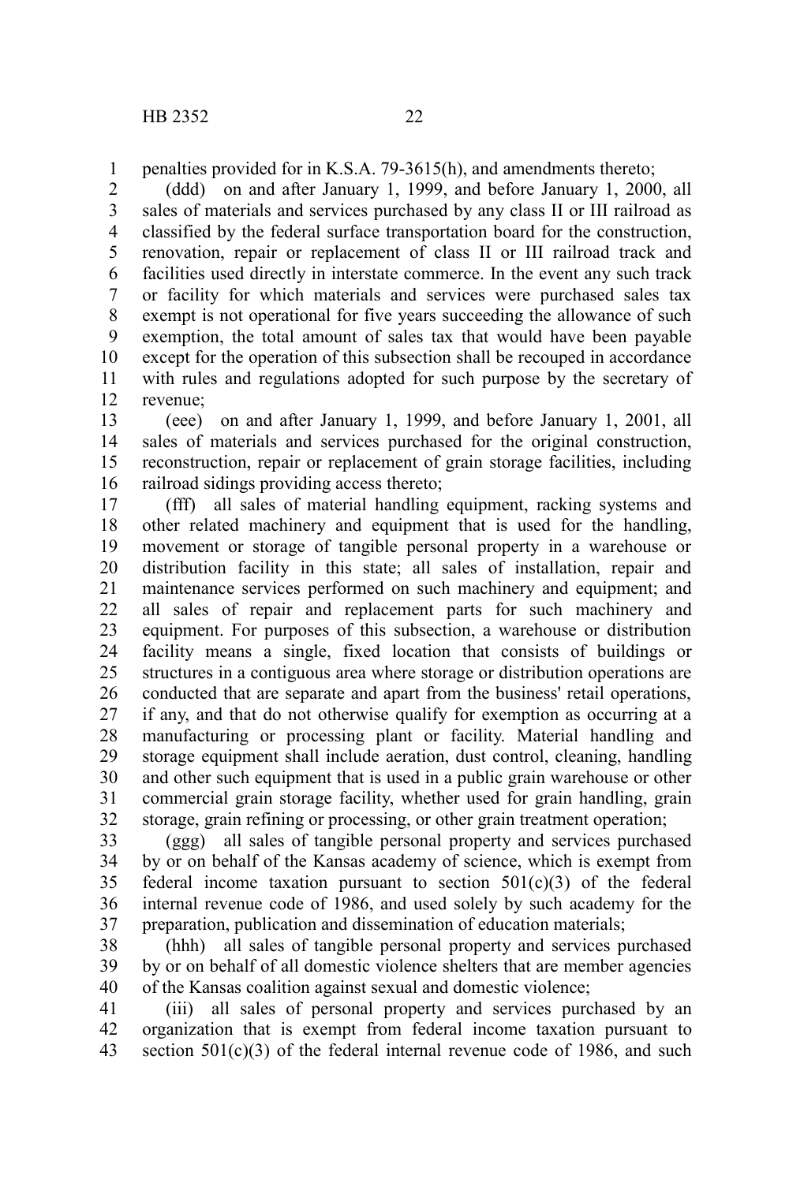penalties provided for in K.S.A. 79-3615(h), and amendments thereto;

(ddd) on and after January 1, 1999, and before January 1, 2000, all sales of materials and services purchased by any class II or III railroad as classified by the federal surface transportation board for the construction, renovation, repair or replacement of class II or III railroad track and facilities used directly in interstate commerce. In the event any such track or facility for which materials and services were purchased sales tax exempt is not operational for five years succeeding the allowance of such exemption, the total amount of sales tax that would have been payable except for the operation of this subsection shall be recouped in accordance with rules and regulations adopted for such purpose by the secretary of revenue;

(eee) on and after January 1, 1999, and before January 1, 2001, all sales of materials and services purchased for the original construction, reconstruction, repair or replacement of grain storage facilities, including railroad sidings providing access thereto;

(fff) all sales of material handling equipment, racking systems and other related machinery and equipment that is used for the handling, movement or storage of tangible personal property in a warehouse or distribution facility in this state; all sales of installation, repair and maintenance services performed on such machinery and equipment; and all sales of repair and replacement parts for such machinery and equipment. For purposes of this subsection, a warehouse or distribution facility means a single, fixed location that consists of buildings or structures in a contiguous area where storage or distribution operations are conducted that are separate and apart from the business' retail operations, if any, and that do not otherwise qualify for exemption as occurring at a manufacturing or processing plant or facility. Material handling and storage equipment shall include aeration, dust control, cleaning, handling and other such equipment that is used in a public grain warehouse or other commercial grain storage facility, whether used for grain handling, grain storage, grain refining or processing, or other grain treatment operation;

(ggg) all sales of tangible personal property and services purchased by or on behalf of the Kansas academy of science, which is exempt from federal income taxation pursuant to section 501(c)(3) of the federal internal revenue code of 1986, and used solely by such academy for the preparation, publication and dissemination of education materials;

(hhh) all sales of tangible personal property and services purchased by or on behalf of all domestic violence shelters that are member agencies of the Kansas coalition against sexual and domestic violence;

(iii) all sales of personal property and services purchased by an organization that is exempt from federal income taxation pursuant to section 501(c)(3) of the federal internal revenue code of 1986, and such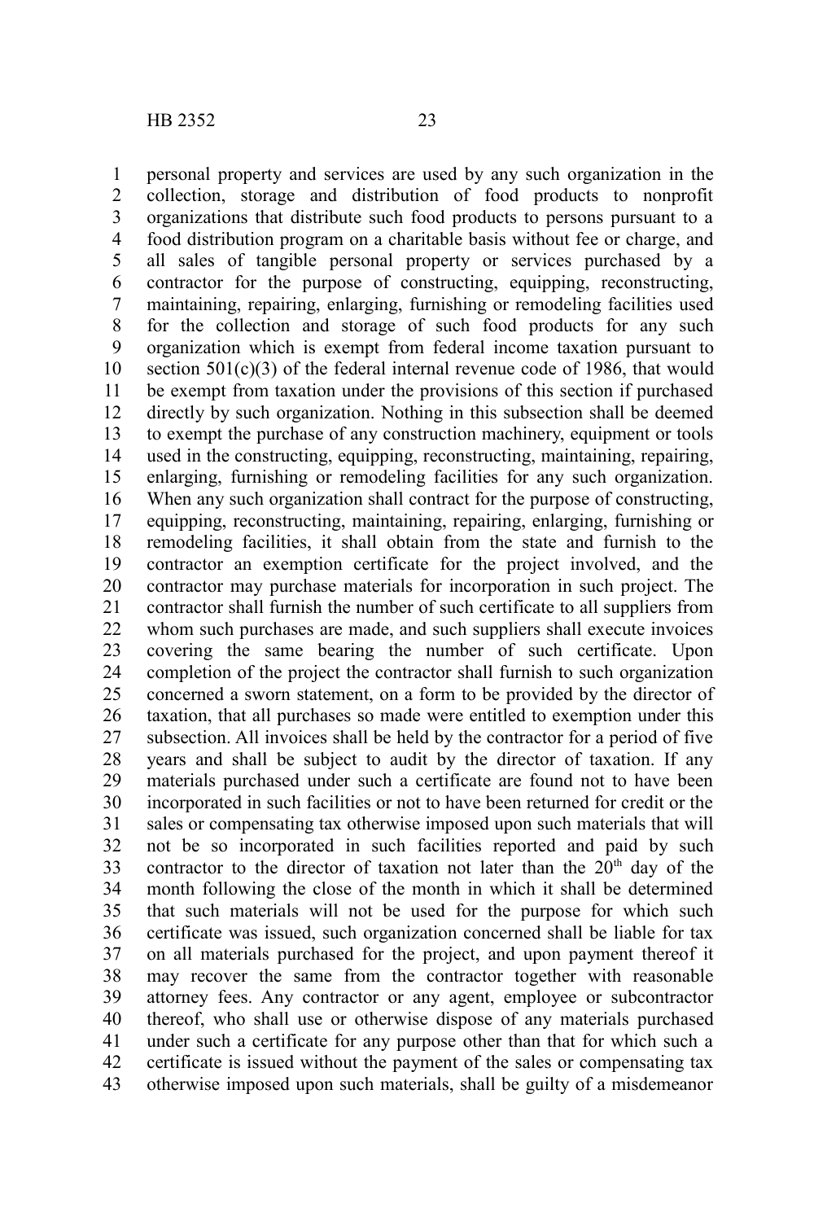personal property and services are used by any such organization in the collection, storage and distribution of food products to nonprofit organizations that distribute such food products to persons pursuant to a food distribution program on a charitable basis without fee or charge, and all sales of tangible personal property or services purchased by a contractor for the purpose of constructing, equipping, reconstructing, maintaining, repairing, enlarging, furnishing or remodeling facilities used for the collection and storage of such food products for any such organization which is exempt from federal income taxation pursuant to section 501(c)(3) of the federal internal revenue code of 1986, that would be exempt from taxation under the provisions of this section if purchased directly by such organization. Nothing in this subsection shall be deemed to exempt the purchase of any construction machinery, equipment or tools used in the constructing, equipping, reconstructing, maintaining, repairing, enlarging, furnishing or remodeling facilities for any such organization. When any such organization shall contract for the purpose of constructing, equipping, reconstructing, maintaining, repairing, enlarging, furnishing or remodeling facilities, it shall obtain from the state and furnish to the contractor an exemption certificate for the project involved, and the contractor may purchase materials for incorporation in such project. The contractor shall furnish the number of such certificate to all suppliers from whom such purchases are made, and such suppliers shall execute invoices covering the same bearing the number of such certificate. Upon completion of the project the contractor shall furnish to such organization concerned a sworn statement, on a form to be provided by the director of taxation, that all purchases so made were entitled to exemption under this subsection. All invoices shall be held by the contractor for a period of five years and shall be subject to audit by the director of taxation. If any materials purchased under such a certificate are found not to have been incorporated in such facilities or not to have been returned for credit or the sales or compensating tax otherwise imposed upon such materials that will not be so incorporated in such facilities reported and paid by such contractor to the director of taxation not later than the 20th day of the month following the close of the month in which it shall be determined that such materials will not be used for the purpose for which such certificate was issued, such organization concerned shall be liable for tax on all materials purchased for the project, and upon payment thereof it may recover the same from the contractor together with reasonable attorney fees. Any contractor or any agent, employee or subcontractor thereof, who shall use or otherwise dispose of any materials purchased under such a certificate for any purpose other than that for which such a certificate is issued without the payment of the sales or compensating tax otherwise imposed upon such materials, shall be guilty of a misdemeanor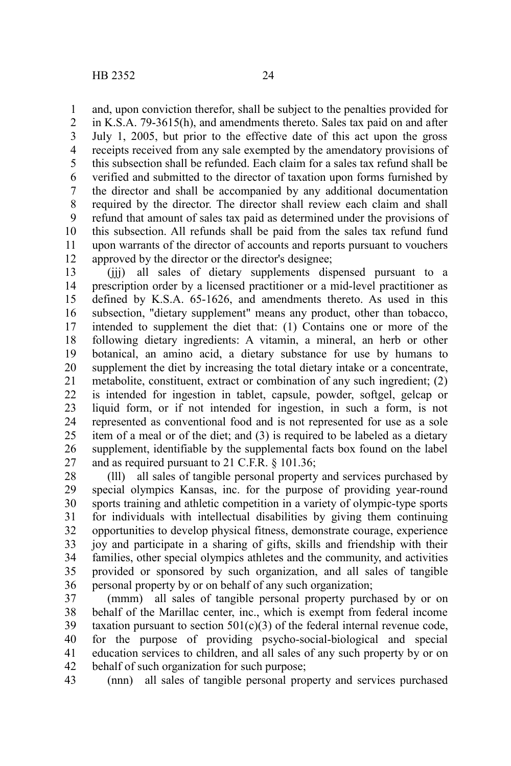and, upon conviction therefor, shall be subject to the penalties provided for in K.S.A. 79-3615(h), and amendments thereto. Sales tax paid on and after July 1, 2005, but prior to the effective date of this act upon the gross receipts received from any sale exempted by the amendatory provisions of this subsection shall be refunded. Each claim for a sales tax refund shall be verified and submitted to the director of taxation upon forms furnished by the director and shall be accompanied by any additional documentation required by the director. The director shall review each claim and shall refund that amount of sales tax paid as determined under the provisions of this subsection. All refunds shall be paid from the sales tax refund fund upon warrants of the director of accounts and reports pursuant to vouchers approved by the director or the director's designee;

(jjj) all sales of dietary supplements dispensed pursuant to a prescription order by a licensed practitioner or a mid-level practitioner as defined by K.S.A. 65-1626, and amendments thereto. As used in this subsection, "dietary supplement" means any product, other than tobacco, intended to supplement the diet that: (1) Contains one or more of the following dietary ingredients: A vitamin, a mineral, an herb or other botanical, an amino acid, a dietary substance for use by humans to supplement the diet by increasing the total dietary intake or a concentrate, metabolite, constituent, extract or combination of any such ingredient; (2) is intended for ingestion in tablet, capsule, powder, softgel, gelcap or liquid form, or if not intended for ingestion, in such a form, is not represented as conventional food and is not represented for use as a sole item of a meal or of the diet; and (3) is required to be labeled as a dietary supplement, identifiable by the supplemental facts box found on the label and as required pursuant to 21 C.F.R. § 101.36;

(lll) all sales of tangible personal property and services purchased by special olympics Kansas, inc. for the purpose of providing year-round sports training and athletic competition in a variety of olympic-type sports for individuals with intellectual disabilities by giving them continuing opportunities to develop physical fitness, demonstrate courage, experience joy and participate in a sharing of gifts, skills and friendship with their families, other special olympics athletes and the community, and activities provided or sponsored by such organization, and all sales of tangible personal property by or on behalf of any such organization;

(mmm) all sales of tangible personal property purchased by or on behalf of the Marillac center, inc., which is exempt from federal income taxation pursuant to section 501(c)(3) of the federal internal revenue code, for the purpose of providing psycho-social-biological and special education services to children, and all sales of any such property by or on behalf of such organization for such purpose;

(nnn) all sales of tangible personal property and services purchased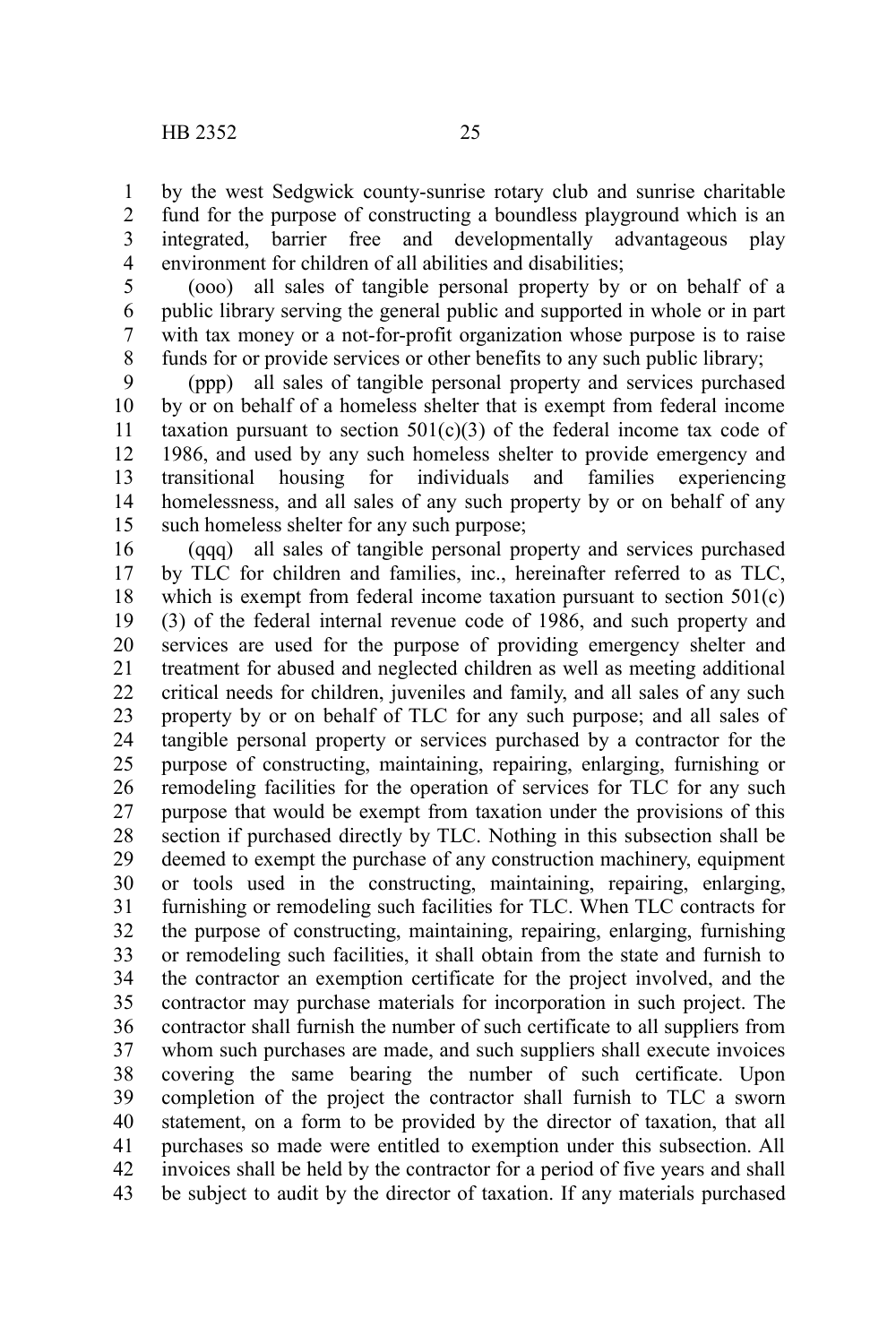by the west Sedgwick county-sunrise rotary club and sunrise charitable fund for the purpose of constructing a boundless playground which is an integrated, barrier free and developmentally advantageous play environment for children of all abilities and disabilities;

(ooo) all sales of tangible personal property by or on behalf of a public library serving the general public and supported in whole or in part with tax money or a not-for-profit organization whose purpose is to raise funds for or provide services or other benefits to any such public library;

(ppp) all sales of tangible personal property and services purchased by or on behalf of a homeless shelter that is exempt from federal income taxation pursuant to section 501(c)(3) of the federal income tax code of 1986, and used by any such homeless shelter to provide emergency and transitional housing for individuals and families experiencing homelessness, and all sales of any such property by or on behalf of any such homeless shelter for any such purpose;

(qqq) all sales of tangible personal property and services purchased by TLC for children and families, inc., hereinafter referred to as TLC, which is exempt from federal income taxation pursuant to section 501(c)(3) of the federal internal revenue code of 1986, and such property and services are used for the purpose of providing emergency shelter and treatment for abused and neglected children as well as meeting additional critical needs for children, juveniles and family, and all sales of any such property by or on behalf of TLC for any such purpose; and all sales of tangible personal property or services purchased by a contractor for the purpose of constructing, maintaining, repairing, enlarging, furnishing or remodeling facilities for the operation of services for TLC for any such purpose that would be exempt from taxation under the provisions of this section if purchased directly by TLC. Nothing in this subsection shall be deemed to exempt the purchase of any construction machinery, equipment or tools used in the constructing, maintaining, repairing, enlarging, furnishing or remodeling such facilities for TLC. When TLC contracts for the purpose of constructing, maintaining, repairing, enlarging, furnishing or remodeling such facilities, it shall obtain from the state and furnish to the contractor an exemption certificate for the project involved, and the contractor may purchase materials for incorporation in such project. The contractor shall furnish the number of such certificate to all suppliers from whom such purchases are made, and such suppliers shall execute invoices covering the same bearing the number of such certificate. Upon completion of the project the contractor shall furnish to TLC a sworn statement, on a form to be provided by the director of taxation, that all purchases so made were entitled to exemption under this subsection. All invoices shall be held by the contractor for a period of five years and shall be subject to audit by the director of taxation. If any materials purchased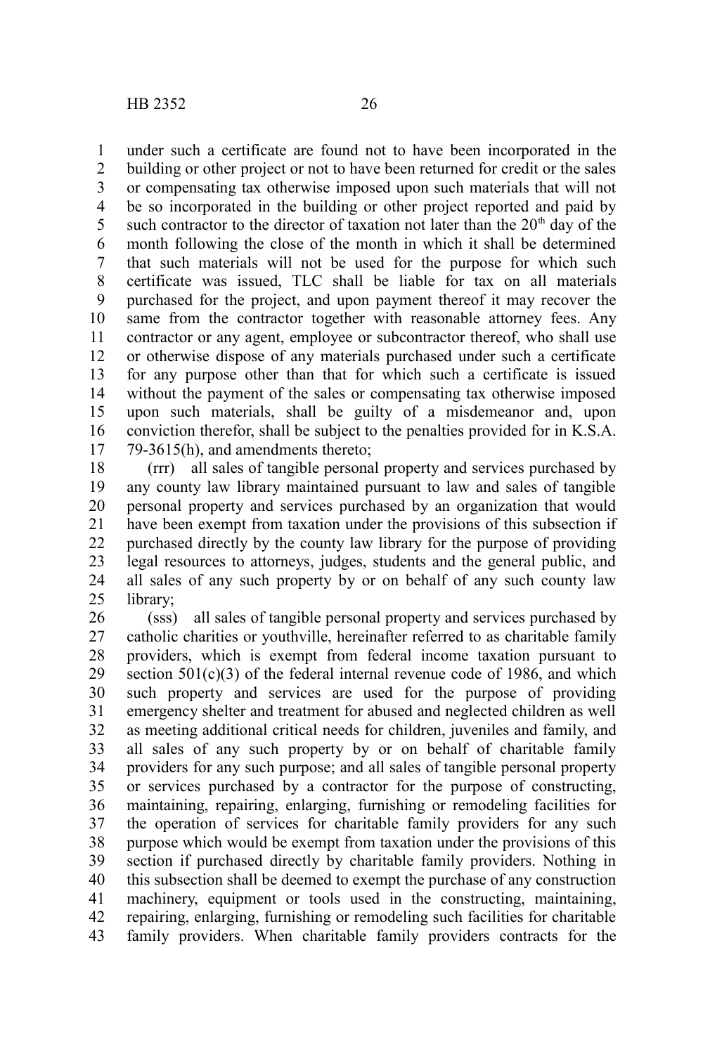under such a certificate are found not to have been incorporated in the building or other project or not to have been returned for credit or the sales or compensating tax otherwise imposed upon such materials that will not be so incorporated in the building or other project reported and paid by such contractor to the director of taxation not later than the 20th day of the month following the close of the month in which it shall be determined that such materials will not be used for the purpose for which such certificate was issued, TLC shall be liable for tax on all materials purchased for the project, and upon payment thereof it may recover the same from the contractor together with reasonable attorney fees. Any contractor or any agent, employee or subcontractor thereof, who shall use or otherwise dispose of any materials purchased under such a certificate for any purpose other than that for which such a certificate is issued without the payment of the sales or compensating tax otherwise imposed upon such materials, shall be guilty of a misdemeanor and, upon conviction therefor, shall be subject to the penalties provided for in K.S.A. 79-3615(h), and amendments thereto;

(rrr) all sales of tangible personal property and services purchased by any county law library maintained pursuant to law and sales of tangible personal property and services purchased by an organization that would have been exempt from taxation under the provisions of this subsection if purchased directly by the county law library for the purpose of providing legal resources to attorneys, judges, students and the general public, and all sales of any such property by or on behalf of any such county law library;

(sss) all sales of tangible personal property and services purchased by catholic charities or youthville, hereinafter referred to as charitable family providers, which is exempt from federal income taxation pursuant to section 501(c)(3) of the federal internal revenue code of 1986, and which such property and services are used for the purpose of providing emergency shelter and treatment for abused and neglected children as well as meeting additional critical needs for children, juveniles and family, and all sales of any such property by or on behalf of charitable family providers for any such purpose; and all sales of tangible personal property or services purchased by a contractor for the purpose of constructing, maintaining, repairing, enlarging, furnishing or remodeling facilities for the operation of services for charitable family providers for any such purpose which would be exempt from taxation under the provisions of this section if purchased directly by charitable family providers. Nothing in this subsection shall be deemed to exempt the purchase of any construction machinery, equipment or tools used in the constructing, maintaining, repairing, enlarging, furnishing or remodeling such facilities for charitable family providers. When charitable family providers contracts for the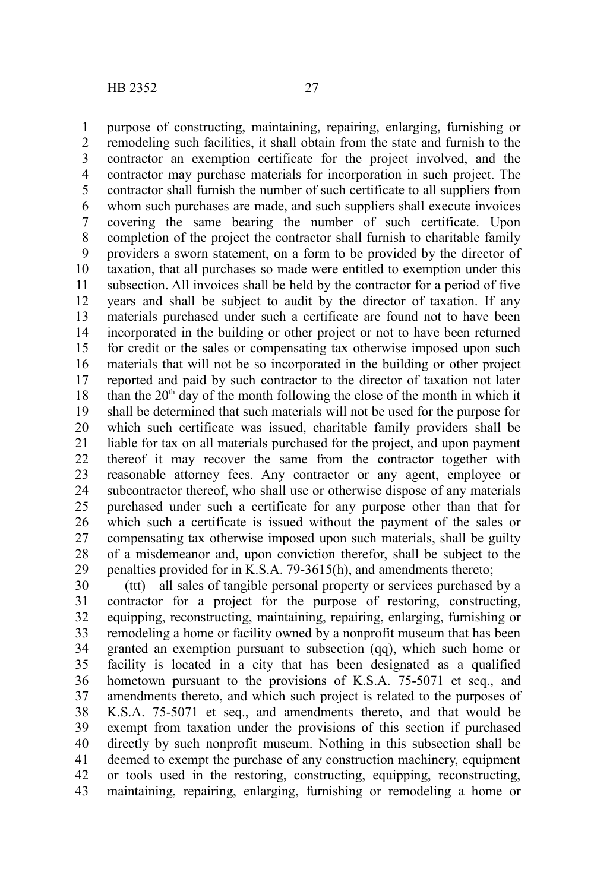purpose of constructing, maintaining, repairing, enlarging, furnishing or remodeling such facilities, it shall obtain from the state and furnish to the contractor an exemption certificate for the project involved, and the contractor may purchase materials for incorporation in such project. The contractor shall furnish the number of such certificate to all suppliers from whom such purchases are made, and such suppliers shall execute invoices covering the same bearing the number of such certificate. Upon completion of the project the contractor shall furnish to charitable family providers a sworn statement, on a form to be provided by the director of taxation, that all purchases so made were entitled to exemption under this subsection. All invoices shall be held by the contractor for a period of five years and shall be subject to audit by the director of taxation. If any materials purchased under such a certificate are found not to have been incorporated in the building or other project or not to have been returned for credit or the sales or compensating tax otherwise imposed upon such materials that will not be so incorporated in the building or other project reported and paid by such contractor to the director of taxation not later than the 20th day of the month following the close of the month in which it shall be determined that such materials will not be used for the purpose for which such certificate was issued, charitable family providers shall be liable for tax on all materials purchased for the project, and upon payment thereof it may recover the same from the contractor together with reasonable attorney fees. Any contractor or any agent, employee or subcontractor thereof, who shall use or otherwise dispose of any materials purchased under such a certificate for any purpose other than that for which such a certificate is issued without the payment of the sales or compensating tax otherwise imposed upon such materials, shall be guilty of a misdemeanor and, upon conviction therefor, shall be subject to the penalties provided for in K.S.A. 79-3615(h), and amendments thereto;

(ttt) all sales of tangible personal property or services purchased by a contractor for a project for the purpose of restoring, constructing, equipping, reconstructing, maintaining, repairing, enlarging, furnishing or remodeling a home or facility owned by a nonprofit museum that has been granted an exemption pursuant to subsection (qq), which such home or facility is located in a city that has been designated as a qualified hometown pursuant to the provisions of K.S.A. 75-5071 et seq., and amendments thereto, and which such project is related to the purposes of K.S.A. 75-5071 et seq., and amendments thereto, and that would be exempt from taxation under the provisions of this section if purchased directly by such nonprofit museum. Nothing in this subsection shall be deemed to exempt the purchase of any construction machinery, equipment or tools used in the restoring, constructing, equipping, reconstructing, maintaining, repairing, enlarging, furnishing or remodeling a home or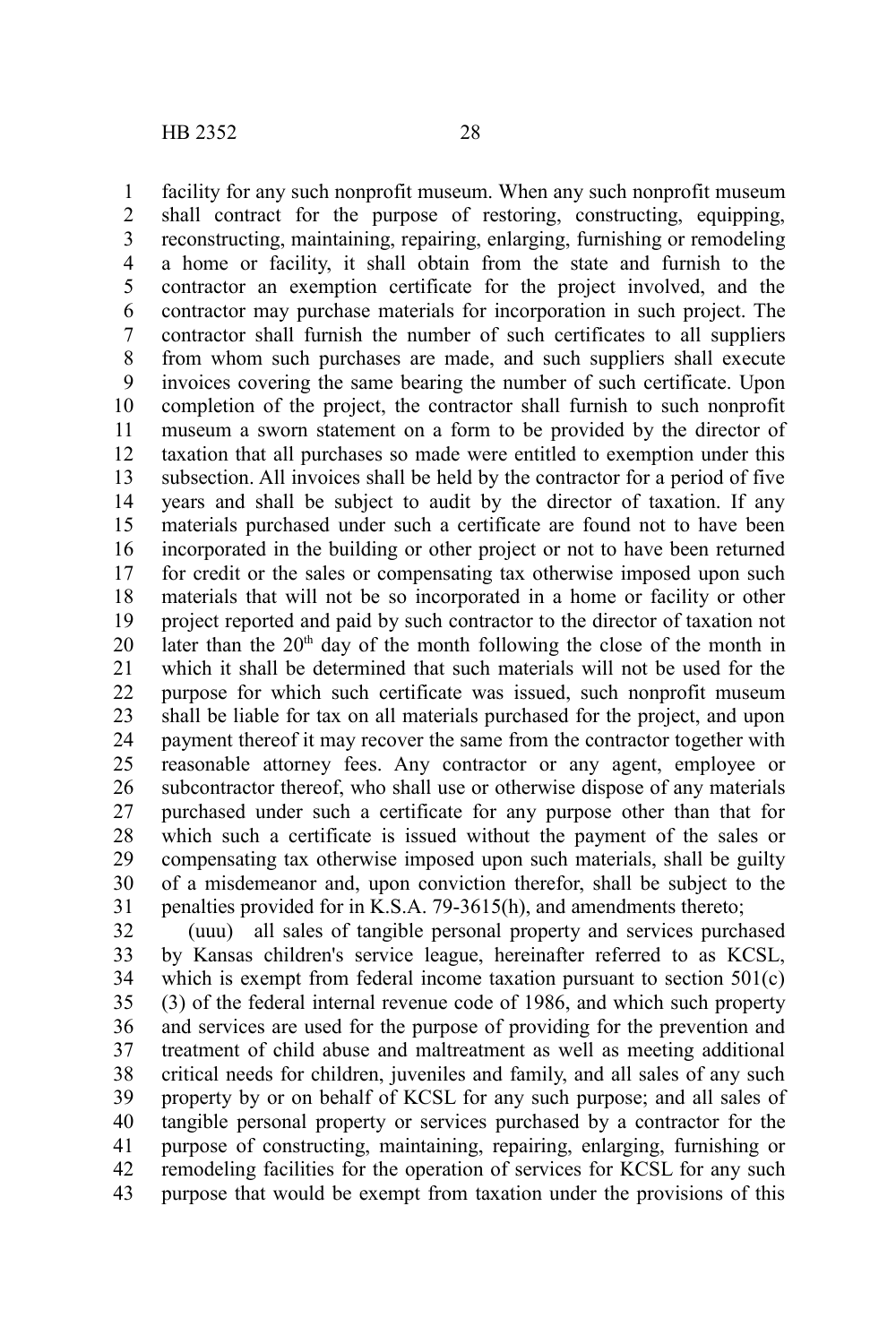facility for any such nonprofit museum. When any such nonprofit museum shall contract for the purpose of restoring, constructing, equipping, reconstructing, maintaining, repairing, enlarging, furnishing or remodeling a home or facility, it shall obtain from the state and furnish to the contractor an exemption certificate for the project involved, and the contractor may purchase materials for incorporation in such project. The contractor shall furnish the number of such certificates to all suppliers from whom such purchases are made, and such suppliers shall execute invoices covering the same bearing the number of such certificate. Upon completion of the project, the contractor shall furnish to such nonprofit museum a sworn statement on a form to be provided by the director of taxation that all purchases so made were entitled to exemption under this subsection. All invoices shall be held by the contractor for a period of five years and shall be subject to audit by the director of taxation. If any materials purchased under such a certificate are found not to have been incorporated in the building or other project or not to have been returned for credit or the sales or compensating tax otherwise imposed upon such materials that will not be so incorporated in a home or facility or other project reported and paid by such contractor to the director of taxation not later than the 20th day of the month following the close of the month in which it shall be determined that such materials will not be used for the purpose for which such certificate was issued, such nonprofit museum shall be liable for tax on all materials purchased for the project, and upon payment thereof it may recover the same from the contractor together with reasonable attorney fees. Any contractor or any agent, employee or subcontractor thereof, who shall use or otherwise dispose of any materials purchased under such a certificate for any purpose other than that for which such a certificate is issued without the payment of the sales or compensating tax otherwise imposed upon such materials, shall be guilty of a misdemeanor and, upon conviction therefor, shall be subject to the penalties provided for in K.S.A. 79-3615(h), and amendments thereto;

(uuu) all sales of tangible personal property and services purchased by Kansas children's service league, hereinafter referred to as KCSL, which is exempt from federal income taxation pursuant to section 501(c)(3) of the federal internal revenue code of 1986, and which such property and services are used for the purpose of providing for the prevention and treatment of child abuse and maltreatment as well as meeting additional critical needs for children, juveniles and family, and all sales of any such property by or on behalf of KCSL for any such purpose; and all sales of tangible personal property or services purchased by a contractor for the purpose of constructing, maintaining, repairing, enlarging, furnishing or remodeling facilities for the operation of services for KCSL for any such purpose that would be exempt from taxation under the provisions of this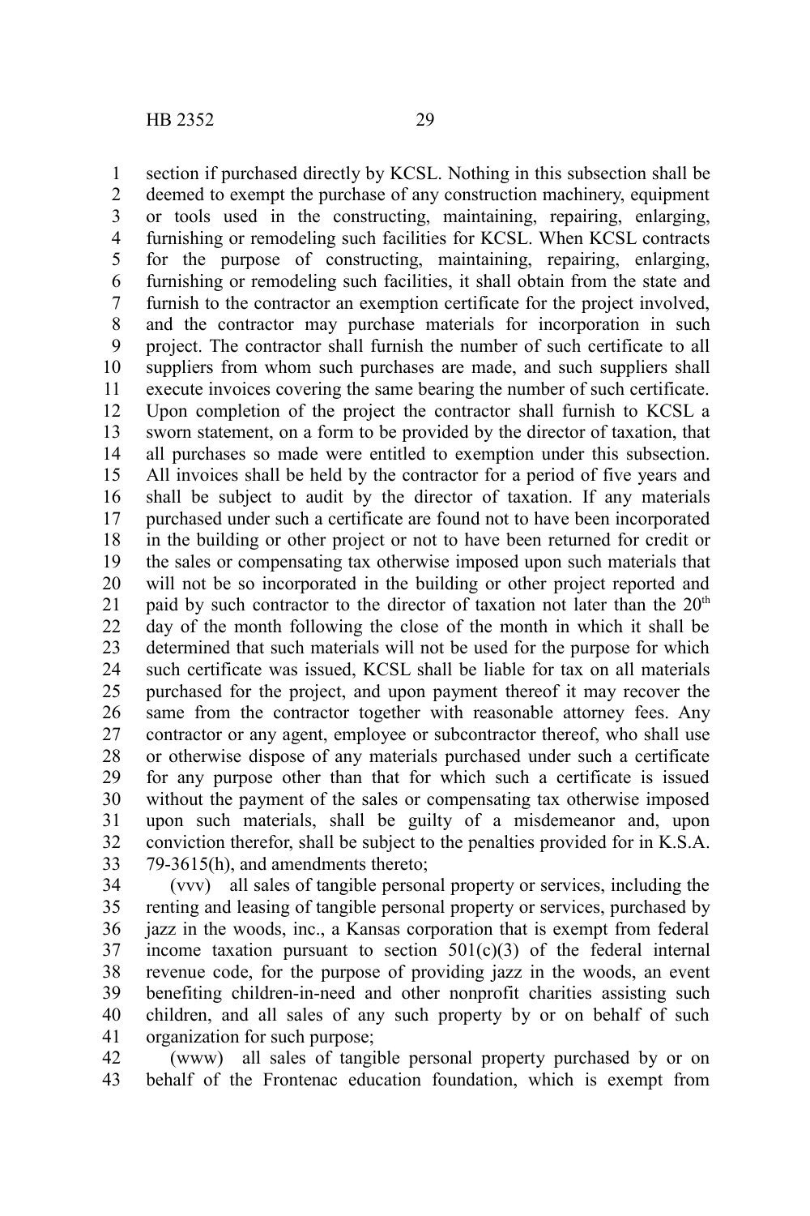section if purchased directly by KCSL. Nothing in this subsection shall be deemed to exempt the purchase of any construction machinery, equipment or tools used in the constructing, maintaining, repairing, enlarging, furnishing or remodeling such facilities for KCSL. When KCSL contracts for the purpose of constructing, maintaining, repairing, enlarging, furnishing or remodeling such facilities, it shall obtain from the state and furnish to the contractor an exemption certificate for the project involved, and the contractor may purchase materials for incorporation in such project. The contractor shall furnish the number of such certificate to all suppliers from whom such purchases are made, and such suppliers shall execute invoices covering the same bearing the number of such certificate. Upon completion of the project the contractor shall furnish to KCSL a sworn statement, on a form to be provided by the director of taxation, that all purchases so made were entitled to exemption under this subsection. All invoices shall be held by the contractor for a period of five years and shall be subject to audit by the director of taxation. If any materials purchased under such a certificate are found not to have been incorporated in the building or other project or not to have been returned for credit or the sales or compensating tax otherwise imposed upon such materials that will not be so incorporated in the building or other project reported and paid by such contractor to the director of taxation not later than the 20th day of the month following the close of the month in which it shall be determined that such materials will not be used for the purpose for which such certificate was issued, KCSL shall be liable for tax on all materials purchased for the project, and upon payment thereof it may recover the same from the contractor together with reasonable attorney fees. Any contractor or any agent, employee or subcontractor thereof, who shall use or otherwise dispose of any materials purchased under such a certificate for any purpose other than that for which such a certificate is issued without the payment of the sales or compensating tax otherwise imposed upon such materials, shall be guilty of a misdemeanor and, upon conviction therefor, shall be subject to the penalties provided for in K.S.A. 79-3615(h), and amendments thereto;

(vvv) all sales of tangible personal property or services, including the renting and leasing of tangible personal property or services, purchased by jazz in the woods, inc., a Kansas corporation that is exempt from federal income taxation pursuant to section 501(c)(3) of the federal internal revenue code, for the purpose of providing jazz in the woods, an event benefiting children-in-need and other nonprofit charities assisting such children, and all sales of any such property by or on behalf of such organization for such purpose;

(www) all sales of tangible personal property purchased by or on behalf of the Frontenac education foundation, which is exempt from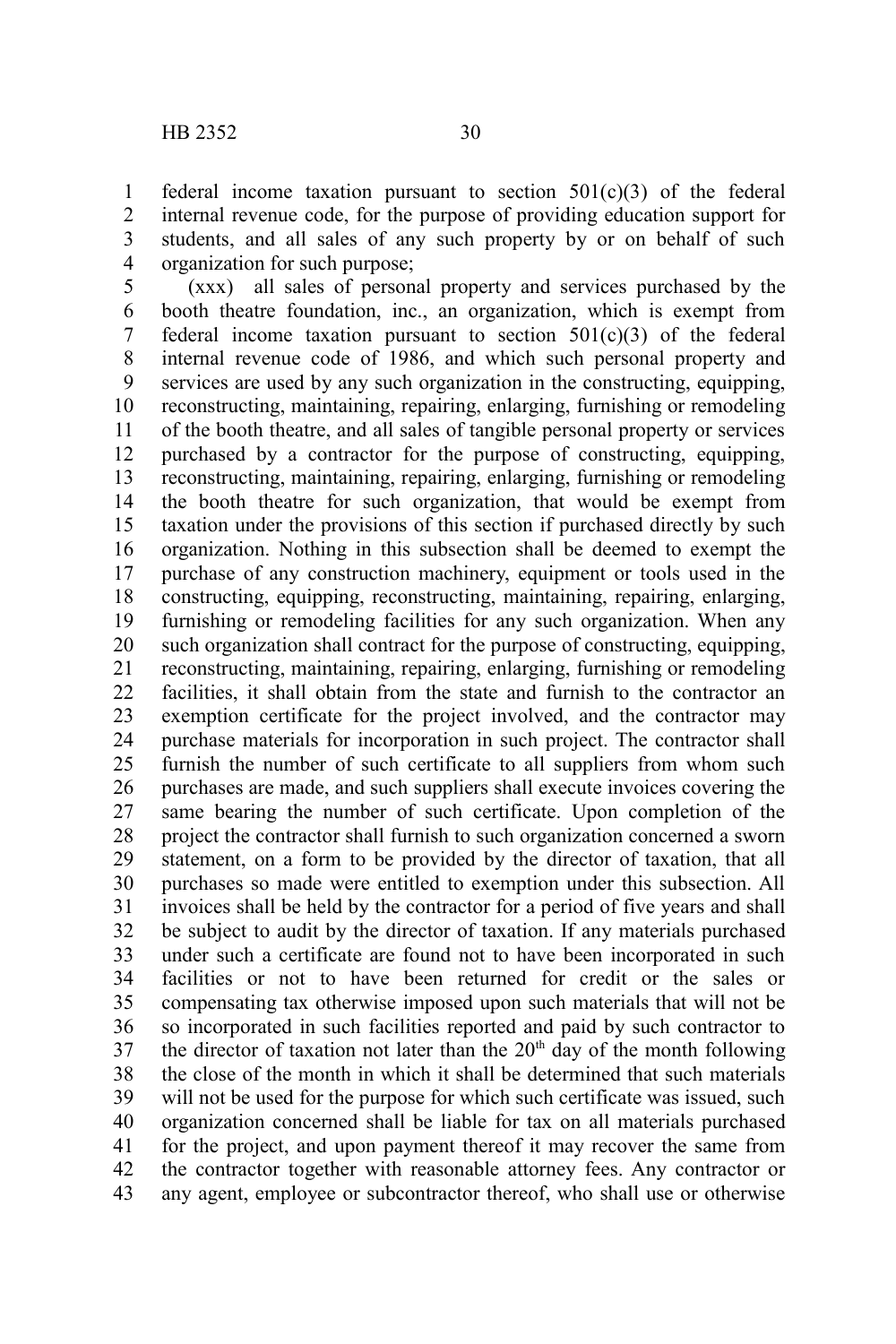federal income taxation pursuant to section 501(c)(3) of the federal internal revenue code, for the purpose of providing education support for students, and all sales of any such property by or on behalf of such organization for such purpose;

(xxx) all sales of personal property and services purchased by the booth theatre foundation, inc., an organization, which is exempt from federal income taxation pursuant to section 501(c)(3) of the federal internal revenue code of 1986, and which such personal property and services are used by any such organization in the constructing, equipping, reconstructing, maintaining, repairing, enlarging, furnishing or remodeling of the booth theatre, and all sales of tangible personal property or services purchased by a contractor for the purpose of constructing, equipping, reconstructing, maintaining, repairing, enlarging, furnishing or remodeling the booth theatre for such organization, that would be exempt from taxation under the provisions of this section if purchased directly by such organization. Nothing in this subsection shall be deemed to exempt the purchase of any construction machinery, equipment or tools used in the constructing, equipping, reconstructing, maintaining, repairing, enlarging, furnishing or remodeling facilities for any such organization. When any such organization shall contract for the purpose of constructing, equipping, reconstructing, maintaining, repairing, enlarging, furnishing or remodeling facilities, it shall obtain from the state and furnish to the contractor an exemption certificate for the project involved, and the contractor may purchase materials for incorporation in such project. The contractor shall furnish the number of such certificate to all suppliers from whom such purchases are made, and such suppliers shall execute invoices covering the same bearing the number of such certificate. Upon completion of the project the contractor shall furnish to such organization concerned a sworn statement, on a form to be provided by the director of taxation, that all purchases so made were entitled to exemption under this subsection. All invoices shall be held by the contractor for a period of five years and shall be subject to audit by the director of taxation. If any materials purchased under such a certificate are found not to have been incorporated in such facilities or not to have been returned for credit or the sales or compensating tax otherwise imposed upon such materials that will not be so incorporated in such facilities reported and paid by such contractor to the director of taxation not later than the 20th day of the month following the close of the month in which it shall be determined that such materials will not be used for the purpose for which such certificate was issued, such organization concerned shall be liable for tax on all materials purchased for the project, and upon payment thereof it may recover the same from the contractor together with reasonable attorney fees. Any contractor or any agent, employee or subcontractor thereof, who shall use or otherwise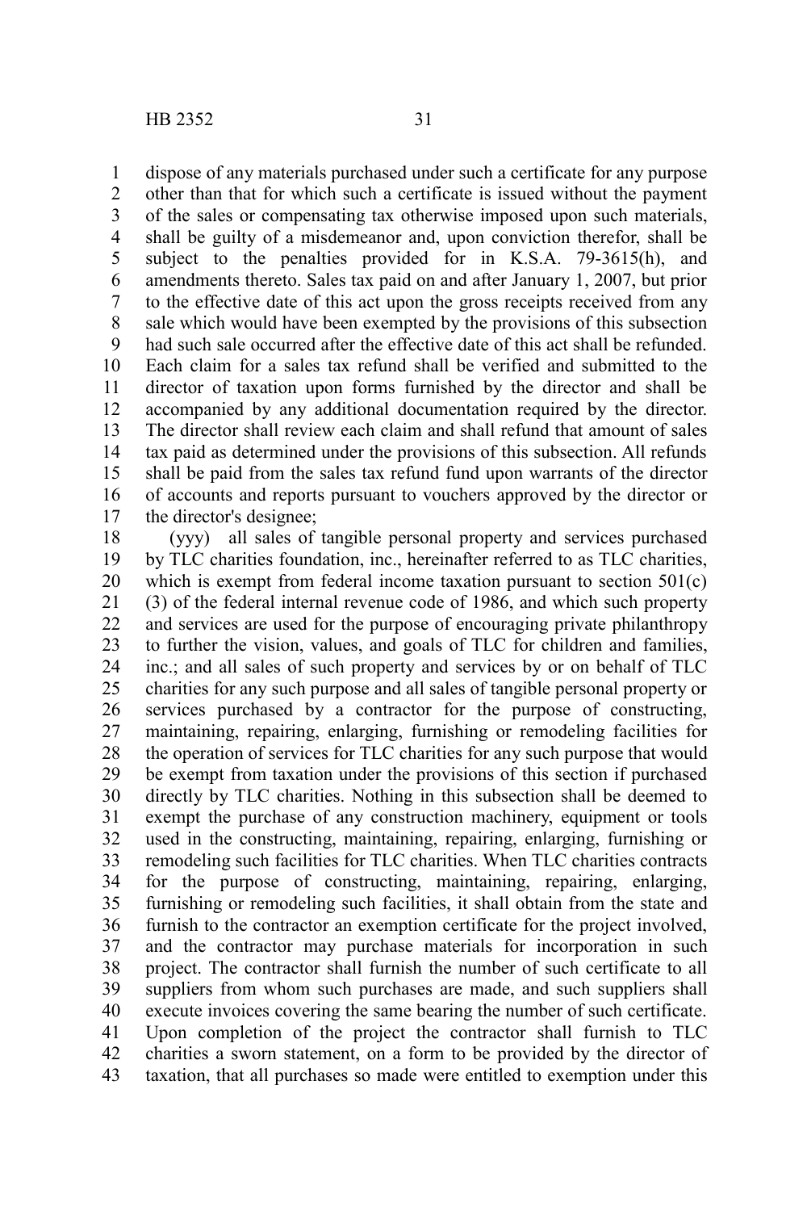dispose of any materials purchased under such a certificate for any purpose other than that for which such a certificate is issued without the payment of the sales or compensating tax otherwise imposed upon such materials, shall be guilty of a misdemeanor and, upon conviction therefor, shall be subject to the penalties provided for in K.S.A. 79-3615(h), and amendments thereto. Sales tax paid on and after January 1, 2007, but prior to the effective date of this act upon the gross receipts received from any sale which would have been exempted by the provisions of this subsection had such sale occurred after the effective date of this act shall be refunded. Each claim for a sales tax refund shall be verified and submitted to the director of taxation upon forms furnished by the director and shall be accompanied by any additional documentation required by the director. The director shall review each claim and shall refund that amount of sales tax paid as determined under the provisions of this subsection. All refunds shall be paid from the sales tax refund fund upon warrants of the director of accounts and reports pursuant to vouchers approved by the director or the director's designee;

(yyy) all sales of tangible personal property and services purchased by TLC charities foundation, inc., hereinafter referred to as TLC charities, which is exempt from federal income taxation pursuant to section 501(c)(3) of the federal internal revenue code of 1986, and which such property and services are used for the purpose of encouraging private philanthropy to further the vision, values, and goals of TLC for children and families, inc.; and all sales of such property and services by or on behalf of TLC charities for any such purpose and all sales of tangible personal property or services purchased by a contractor for the purpose of constructing, maintaining, repairing, enlarging, furnishing or remodeling facilities for the operation of services for TLC charities for any such purpose that would be exempt from taxation under the provisions of this section if purchased directly by TLC charities. Nothing in this subsection shall be deemed to exempt the purchase of any construction machinery, equipment or tools used in the constructing, maintaining, repairing, enlarging, furnishing or remodeling such facilities for TLC charities. When TLC charities contracts for the purpose of constructing, maintaining, repairing, enlarging, furnishing or remodeling such facilities, it shall obtain from the state and furnish to the contractor an exemption certificate for the project involved, and the contractor may purchase materials for incorporation in such project. The contractor shall furnish the number of such certificate to all suppliers from whom such purchases are made, and such suppliers shall execute invoices covering the same bearing the number of such certificate. Upon completion of the project the contractor shall furnish to TLC charities a sworn statement, on a form to be provided by the director of taxation, that all purchases so made were entitled to exemption under this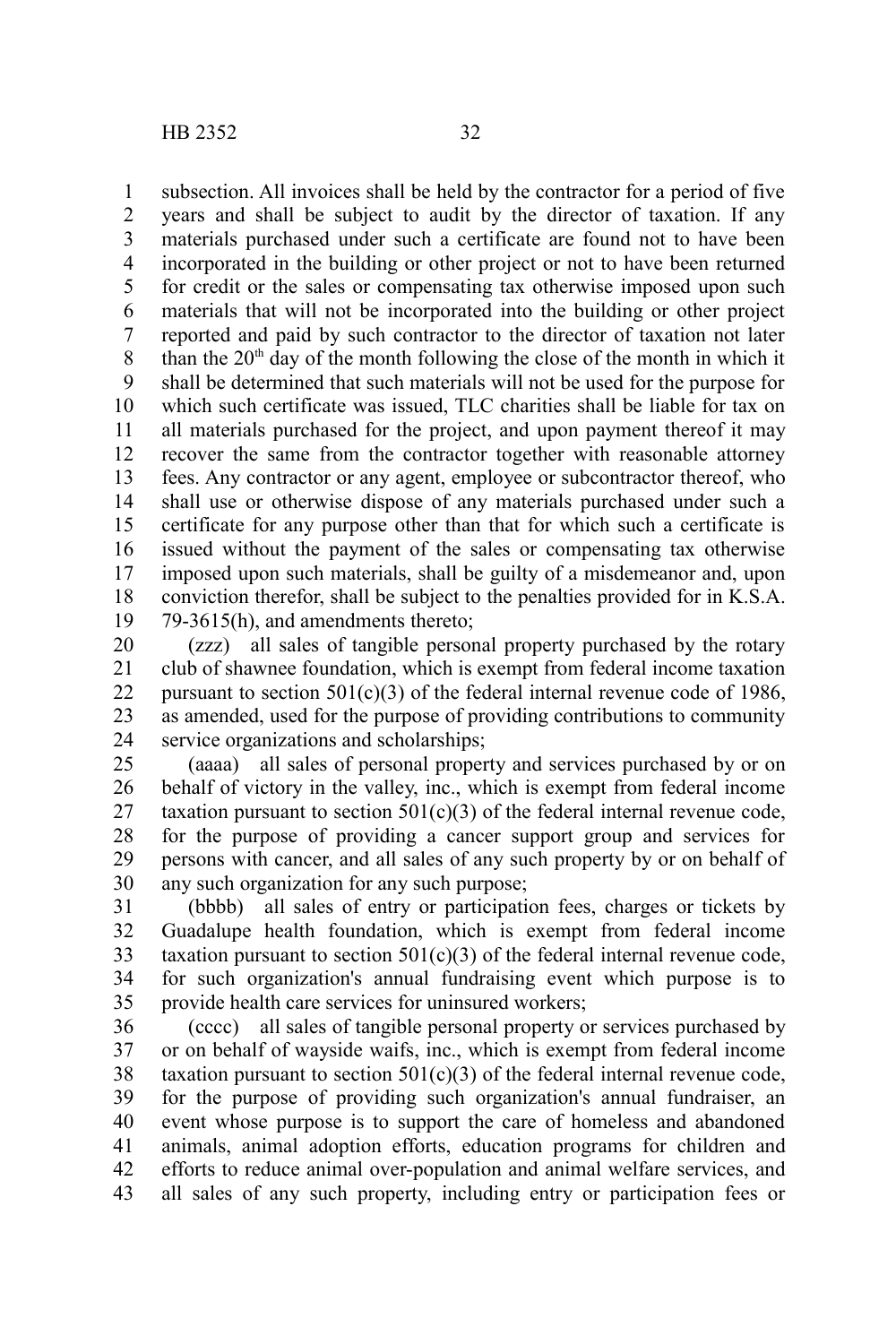subsection. All invoices shall be held by the contractor for a period of five years and shall be subject to audit by the director of taxation. If any materials purchased under such a certificate are found not to have been incorporated in the building or other project or not to have been returned for credit or the sales or compensating tax otherwise imposed upon such materials that will not be incorporated into the building or other project reported and paid by such contractor to the director of taxation not later than the 20th day of the month following the close of the month in which it shall be determined that such materials will not be used for the purpose for which such certificate was issued, TLC charities shall be liable for tax on all materials purchased for the project, and upon payment thereof it may recover the same from the contractor together with reasonable attorney fees. Any contractor or any agent, employee or subcontractor thereof, who shall use or otherwise dispose of any materials purchased under such a certificate for any purpose other than that for which such a certificate is issued without the payment of the sales or compensating tax otherwise imposed upon such materials, shall be guilty of a misdemeanor and, upon conviction therefor, shall be subject to the penalties provided for in K.S.A. 79-3615(h), and amendments thereto;

(zzz) all sales of tangible personal property purchased by the rotary club of shawnee foundation, which is exempt from federal income taxation pursuant to section 501(c)(3) of the federal internal revenue code of 1986, as amended, used for the purpose of providing contributions to community service organizations and scholarships;

(aaaa) all sales of personal property and services purchased by or on behalf of victory in the valley, inc., which is exempt from federal income taxation pursuant to section 501(c)(3) of the federal internal revenue code, for the purpose of providing a cancer support group and services for persons with cancer, and all sales of any such property by or on behalf of any such organization for any such purpose;

(bbbb) all sales of entry or participation fees, charges or tickets by Guadalupe health foundation, which is exempt from federal income taxation pursuant to section 501(c)(3) of the federal internal revenue code, for such organization's annual fundraising event which purpose is to provide health care services for uninsured workers;

(cccc) all sales of tangible personal property or services purchased by or on behalf of wayside waifs, inc., which is exempt from federal income taxation pursuant to section 501(c)(3) of the federal internal revenue code, for the purpose of providing such organization's annual fundraiser, an event whose purpose is to support the care of homeless and abandoned animals, animal adoption efforts, education programs for children and efforts to reduce animal over-population and animal welfare services, and all sales of any such property, including entry or participation fees or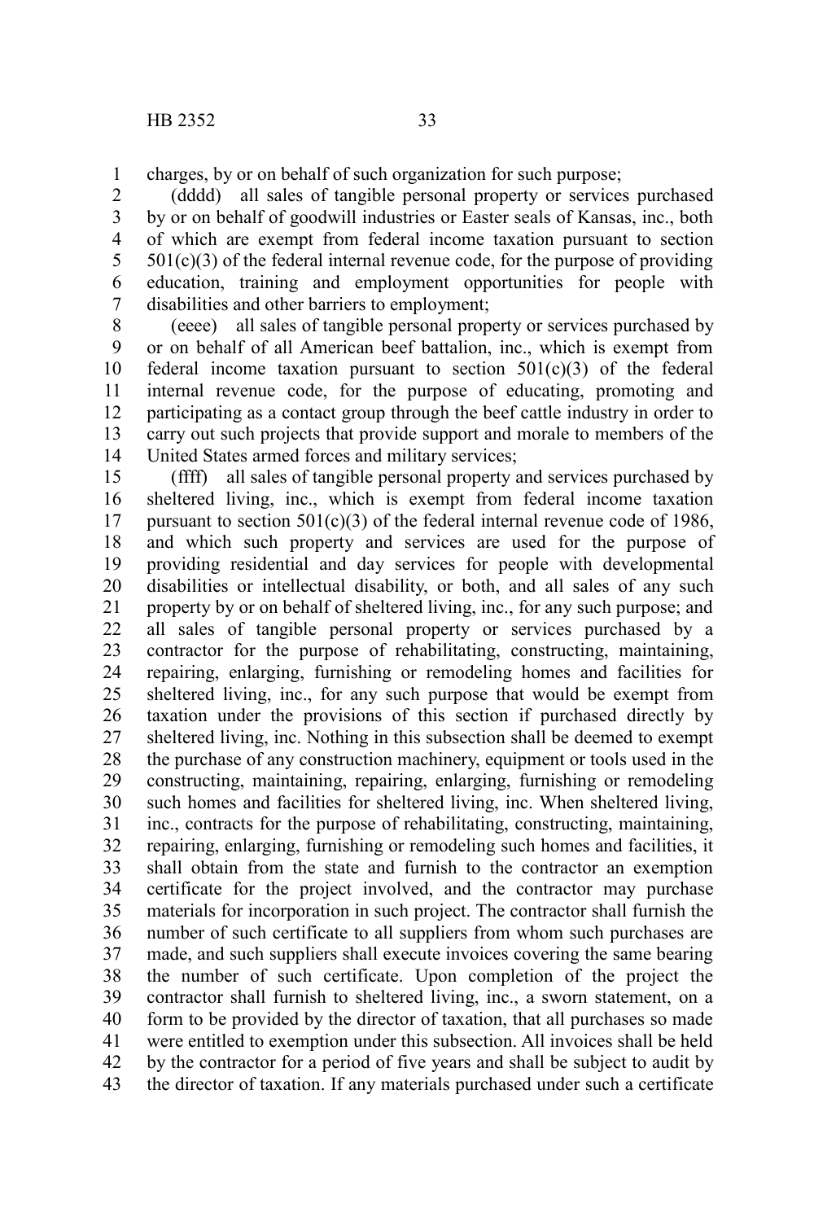charges, by or on behalf of such organization for such purpose;

(dddd) all sales of tangible personal property or services purchased by or on behalf of goodwill industries or Easter seals of Kansas, inc., both of which are exempt from federal income taxation pursuant to section 501(c)(3) of the federal internal revenue code, for the purpose of providing education, training and employment opportunities for people with disabilities and other barriers to employment;

(eeee) all sales of tangible personal property or services purchased by or on behalf of all American beef battalion, inc., which is exempt from federal income taxation pursuant to section 501(c)(3) of the federal internal revenue code, for the purpose of educating, promoting and participating as a contact group through the beef cattle industry in order to carry out such projects that provide support and morale to members of the United States armed forces and military services;

(ffff) all sales of tangible personal property and services purchased by sheltered living, inc., which is exempt from federal income taxation pursuant to section 501(c)(3) of the federal internal revenue code of 1986, and which such property and services are used for the purpose of providing residential and day services for people with developmental disabilities or intellectual disability, or both, and all sales of any such property by or on behalf of sheltered living, inc., for any such purpose; and all sales of tangible personal property or services purchased by a contractor for the purpose of rehabilitating, constructing, maintaining, repairing, enlarging, furnishing or remodeling homes and facilities for sheltered living, inc., for any such purpose that would be exempt from taxation under the provisions of this section if purchased directly by sheltered living, inc. Nothing in this subsection shall be deemed to exempt the purchase of any construction machinery, equipment or tools used in the constructing, maintaining, repairing, enlarging, furnishing or remodeling such homes and facilities for sheltered living, inc. When sheltered living, inc., contracts for the purpose of rehabilitating, constructing, maintaining, repairing, enlarging, furnishing or remodeling such homes and facilities, it shall obtain from the state and furnish to the contractor an exemption certificate for the project involved, and the contractor may purchase materials for incorporation in such project. The contractor shall furnish the number of such certificate to all suppliers from whom such purchases are made, and such suppliers shall execute invoices covering the same bearing the number of such certificate. Upon completion of the project the contractor shall furnish to sheltered living, inc., a sworn statement, on a form to be provided by the director of taxation, that all purchases so made were entitled to exemption under this subsection. All invoices shall be held by the contractor for a period of five years and shall be subject to audit by the director of taxation. If any materials purchased under such a certificate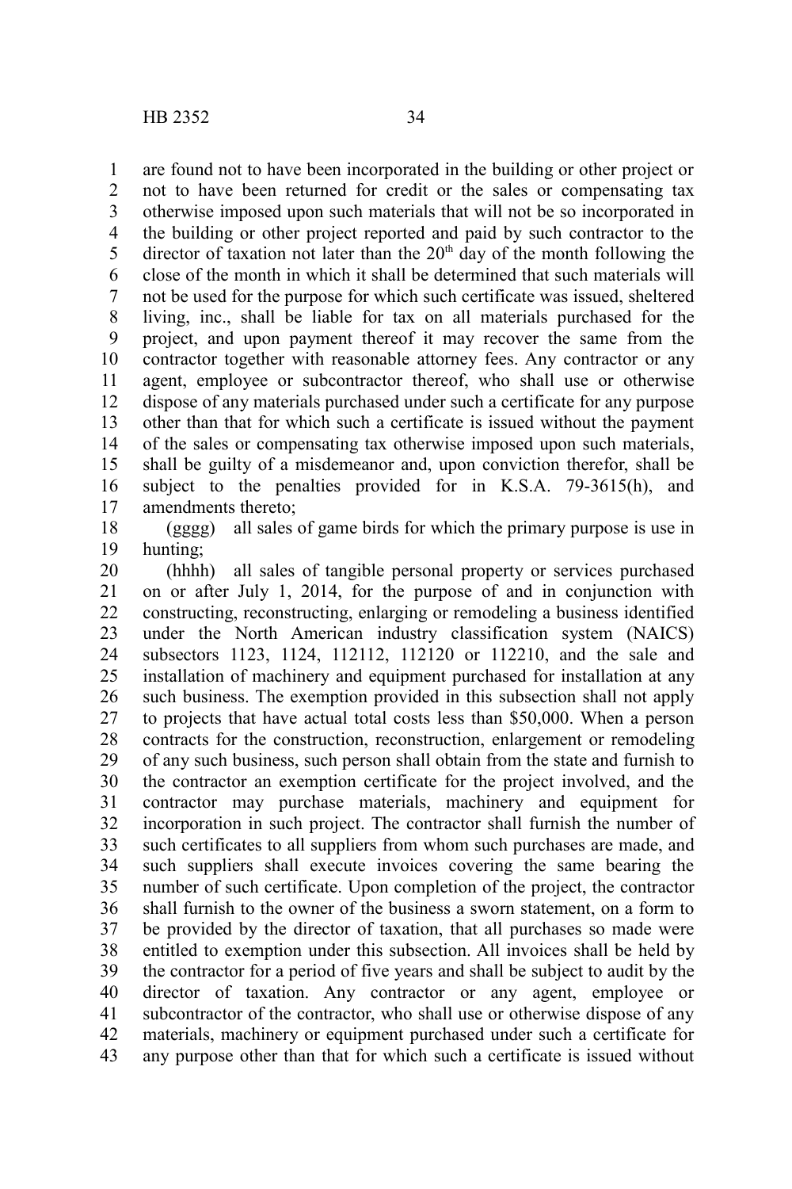are found not to have been incorporated in the building or other project or not to have been returned for credit or the sales or compensating tax otherwise imposed upon such materials that will not be so incorporated in the building or other project reported and paid by such contractor to the director of taxation not later than the 20th day of the month following the close of the month in which it shall be determined that such materials will not be used for the purpose for which such certificate was issued, sheltered living, inc., shall be liable for tax on all materials purchased for the project, and upon payment thereof it may recover the same from the contractor together with reasonable attorney fees. Any contractor or any agent, employee or subcontractor thereof, who shall use or otherwise dispose of any materials purchased under such a certificate for any purpose other than that for which such a certificate is issued without the payment of the sales or compensating tax otherwise imposed upon such materials, shall be guilty of a misdemeanor and, upon conviction therefor, shall be subject to the penalties provided for in K.S.A. 79-3615(h), and amendments thereto;

(gggg) all sales of game birds for which the primary purpose is use in hunting;

(hhhh) all sales of tangible personal property or services purchased on or after July 1, 2014, for the purpose of and in conjunction with constructing, reconstructing, enlarging or remodeling a business identified under the North American industry classification system (NAICS) subsectors 1123, 1124, 112112, 112120 or 112210, and the sale and installation of machinery and equipment purchased for installation at any such business. The exemption provided in this subsection shall not apply to projects that have actual total costs less than $50,000. When a person contracts for the construction, reconstruction, enlargement or remodeling of any such business, such person shall obtain from the state and furnish to the contractor an exemption certificate for the project involved, and the contractor may purchase materials, machinery and equipment for incorporation in such project. The contractor shall furnish the number of such certificates to all suppliers from whom such purchases are made, and such suppliers shall execute invoices covering the same bearing the number of such certificate. Upon completion of the project, the contractor shall furnish to the owner of the business a sworn statement, on a form to be provided by the director of taxation, that all purchases so made were entitled to exemption under this subsection. All invoices shall be held by the contractor for a period of five years and shall be subject to audit by the director of taxation. Any contractor or any agent, employee or subcontractor of the contractor, who shall use or otherwise dispose of any materials, machinery or equipment purchased under such a certificate for any purpose other than that for which such a certificate is issued without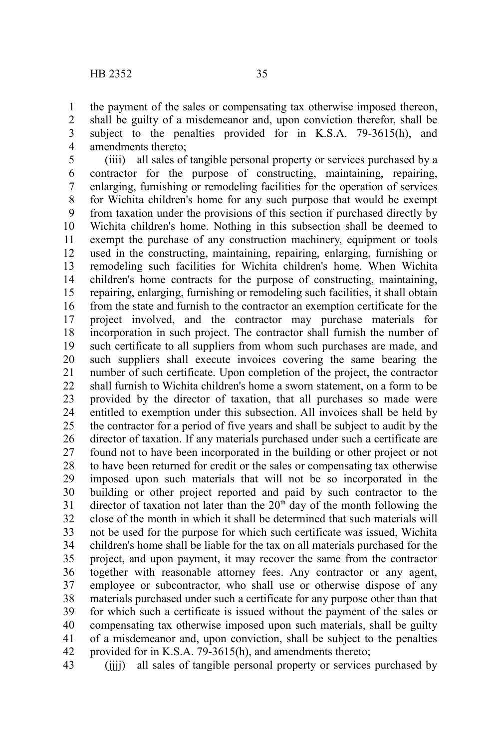the payment of the sales or compensating tax otherwise imposed thereon, shall be guilty of a misdemeanor and, upon conviction therefor, shall be subject to the penalties provided for in K.S.A. 79-3615(h), and amendments thereto;

(iiii) all sales of tangible personal property or services purchased by a contractor for the purpose of constructing, maintaining, repairing, enlarging, furnishing or remodeling facilities for the operation of services for Wichita children's home for any such purpose that would be exempt from taxation under the provisions of this section if purchased directly by Wichita children's home. Nothing in this subsection shall be deemed to exempt the purchase of any construction machinery, equipment or tools used in the constructing, maintaining, repairing, enlarging, furnishing or remodeling such facilities for Wichita children's home. When Wichita children's home contracts for the purpose of constructing, maintaining, repairing, enlarging, furnishing or remodeling such facilities, it shall obtain from the state and furnish to the contractor an exemption certificate for the project involved, and the contractor may purchase materials for incorporation in such project. The contractor shall furnish the number of such certificate to all suppliers from whom such purchases are made, and such suppliers shall execute invoices covering the same bearing the number of such certificate. Upon completion of the project, the contractor shall furnish to Wichita children's home a sworn statement, on a form to be provided by the director of taxation, that all purchases so made were entitled to exemption under this subsection. All invoices shall be held by the contractor for a period of five years and shall be subject to audit by the director of taxation. If any materials purchased under such a certificate are found not to have been incorporated in the building or other project or not to have been returned for credit or the sales or compensating tax otherwise imposed upon such materials that will not be so incorporated in the building or other project reported and paid by such contractor to the director of taxation not later than the 20th day of the month following the close of the month in which it shall be determined that such materials will not be used for the purpose for which such certificate was issued, Wichita children's home shall be liable for the tax on all materials purchased for the project, and upon payment, it may recover the same from the contractor together with reasonable attorney fees. Any contractor or any agent, employee or subcontractor, who shall use or otherwise dispose of any materials purchased under such a certificate for any purpose other than that for which such a certificate is issued without the payment of the sales or compensating tax otherwise imposed upon such materials, shall be guilty of a misdemeanor and, upon conviction, shall be subject to the penalties provided for in K.S.A. 79-3615(h), and amendments thereto;

(jjjj) all sales of tangible personal property or services purchased by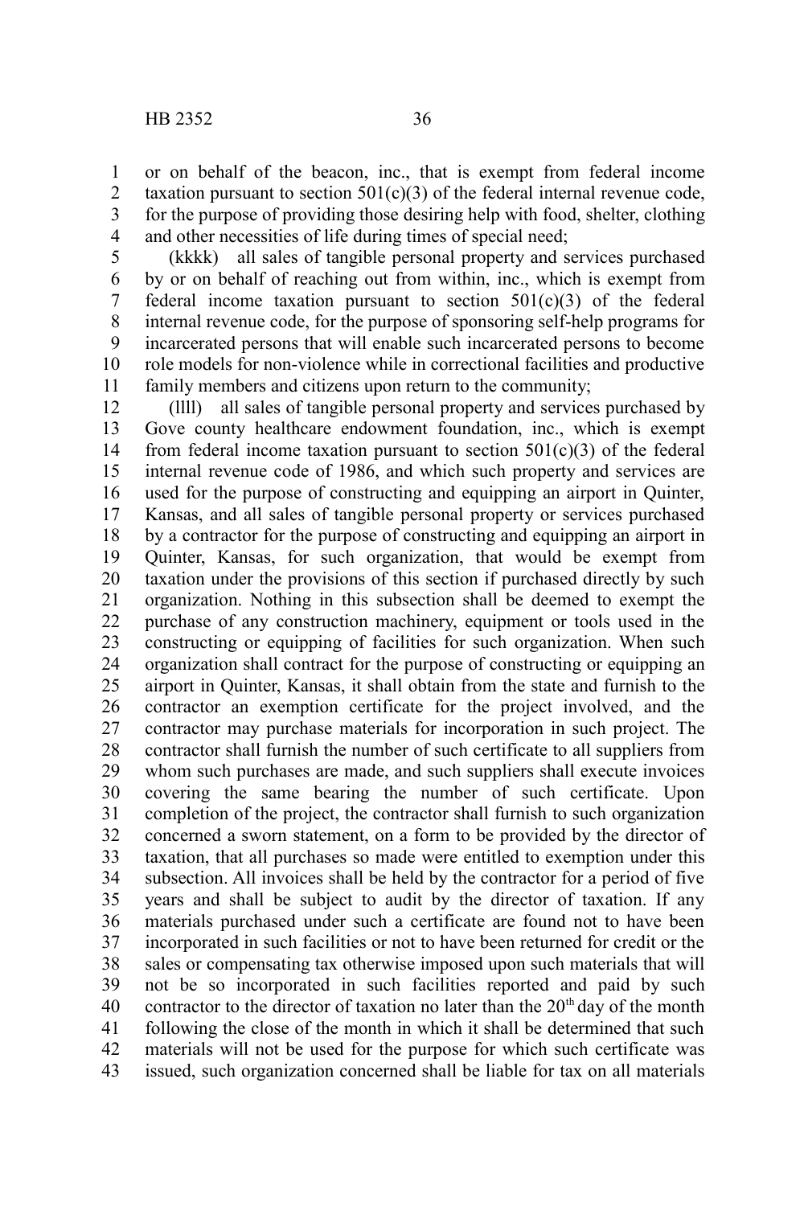or on behalf of the beacon, inc., that is exempt from federal income taxation pursuant to section 501(c)(3) of the federal internal revenue code, for the purpose of providing those desiring help with food, shelter, clothing and other necessities of life during times of special need;

(kkkk) all sales of tangible personal property and services purchased by or on behalf of reaching out from within, inc., which is exempt from federal income taxation pursuant to section 501(c)(3) of the federal internal revenue code, for the purpose of sponsoring self-help programs for incarcerated persons that will enable such incarcerated persons to become role models for non-violence while in correctional facilities and productive family members and citizens upon return to the community;

(llll) all sales of tangible personal property and services purchased by Gove county healthcare endowment foundation, inc., which is exempt from federal income taxation pursuant to section 501(c)(3) of the federal internal revenue code of 1986, and which such property and services are used for the purpose of constructing and equipping an airport in Quinter, Kansas, and all sales of tangible personal property or services purchased by a contractor for the purpose of constructing and equipping an airport in Quinter, Kansas, for such organization, that would be exempt from taxation under the provisions of this section if purchased directly by such organization. Nothing in this subsection shall be deemed to exempt the purchase of any construction machinery, equipment or tools used in the constructing or equipping of facilities for such organization. When such organization shall contract for the purpose of constructing or equipping an airport in Quinter, Kansas, it shall obtain from the state and furnish to the contractor an exemption certificate for the project involved, and the contractor may purchase materials for incorporation in such project. The contractor shall furnish the number of such certificate to all suppliers from whom such purchases are made, and such suppliers shall execute invoices covering the same bearing the number of such certificate. Upon completion of the project, the contractor shall furnish to such organization concerned a sworn statement, on a form to be provided by the director of taxation, that all purchases so made were entitled to exemption under this subsection. All invoices shall be held by the contractor for a period of five years and shall be subject to audit by the director of taxation. If any materials purchased under such a certificate are found not to have been incorporated in such facilities or not to have been returned for credit or the sales or compensating tax otherwise imposed upon such materials that will not be so incorporated in such facilities reported and paid by such contractor to the director of taxation no later than the 20th day of the month following the close of the month in which it shall be determined that such materials will not be used for the purpose for which such certificate was issued, such organization concerned shall be liable for tax on all materials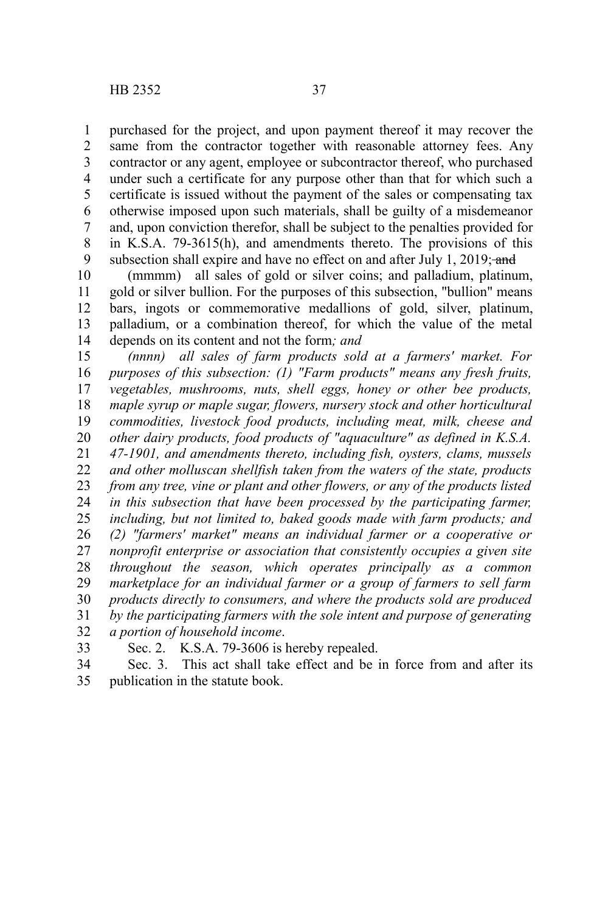purchased for the project, and upon payment thereof it may recover the same from the contractor together with reasonable attorney fees. Any contractor or any agent, employee or subcontractor thereof, who purchased under such a certificate for any purpose other than that for which such a certificate is issued without the payment of the sales or compensating tax otherwise imposed upon such materials, shall be guilty of a misdemeanor and, upon conviction therefor, shall be subject to the penalties provided for in K.S.A. 79-3615(h), and amendments thereto. The provisions of this subsection shall expire and have no effect on and after July 1, 2019; ~~and~~

(mmmm) all sales of gold or silver coins; and palladium, platinum, gold or silver bullion. For the purposes of this subsection, "bullion" means bars, ingots or commemorative medallions of gold, silver, platinum, palladium, or a combination thereof, for which the value of the metal depends on its content and not the form*; and*

*(nnnn) all sales of farm products sold at a farmers' market. For purposes of this subsection: (1) "Farm products" means any fresh fruits, vegetables, mushrooms, nuts, shell eggs, honey or other bee products, maple syrup or maple sugar, flowers, nursery stock and other horticultural commodities, livestock food products, including meat, milk, cheese and other dairy products, food products of "aquaculture" as defined in K.S.A. 47-1901, and amendments thereto, including fish, oysters, clams, mussels and other molluscan shellfish taken from the waters of the state, products from any tree, vine or plant and other flowers, or any of the products listed in this subsection that have been processed by the participating farmer, including, but not limited to, baked goods made with farm products; and (2) "farmers' market" means an individual farmer or a cooperative or nonprofit enterprise or association that consistently occupies a given site throughout the season, which operates principally as a common marketplace for an individual farmer or a group of farmers to sell farm products directly to consumers, and where the products sold are produced by the participating farmers with the sole intent and purpose of generating a portion of household income*.

Sec. 2. K.S.A. 79-3606 is hereby repealed.

Sec. 3. This act shall take effect and be in force from and after its publication in the statute book.